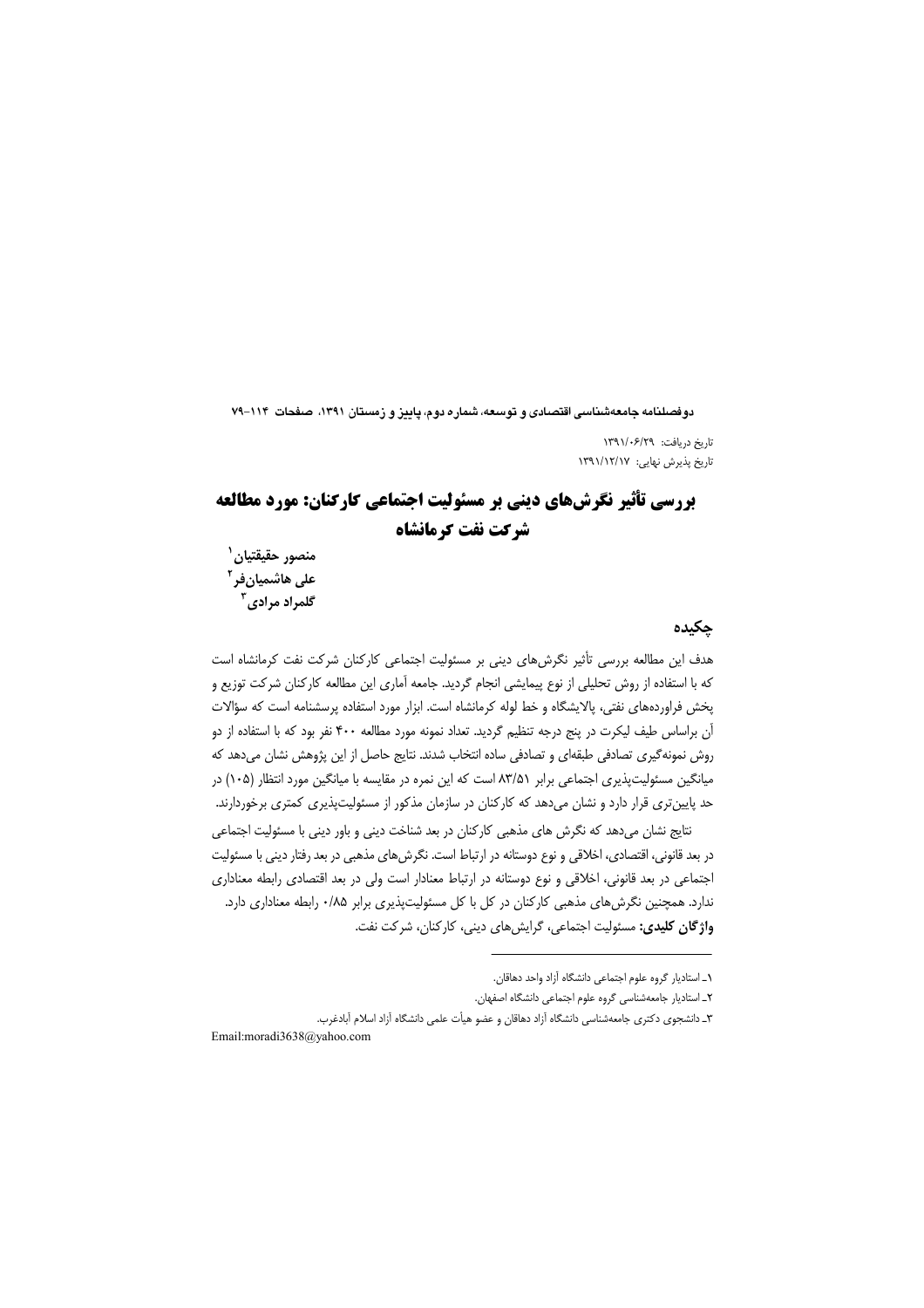تاریخ دریافت: ۱۳۹۱/۰۶/۲۹

تاریخ پذیرش نهایی: ۱۳۹۱/۱۲/۱۷

# بررسی تأثیر نگرش‌های دینی بر مسئولیت اجتماعی کارکنان: مورد مطالعه شرکت نفت کرمانشاه

**منصور حقیقتیان**[1]

**علی هاشمیان‌فر**[2]

**گلمراد مرادی**[3]

## چکیده

هدف این مطالعه بررسی تأثیر نگرش‌های دینی بر مسئولیت اجتماعی کارکنان شرکت نفت کرمانشاه است که با استفاده از روش تحلیلی از نوع پیمایشی انجام گردید. جامعه آماری این مطالعه کارکنان شرکت توزیع و پخش فراورده‌های نفتی، پالایشگاه و خط لوله کرمانشاه است. ابزار مورد استفاده پرسشنامه است که سؤالات آن براساس طیف لیکرت در پنج درجه تنظیم گردید. تعداد نمونه مورد مطالعه ۴۰۰ نفر بود که با استفاده از دو روش نمونه‌گیری تصادفی طبقه‌ای و تصادفی ساده انتخاب شدند. نتایج حاصل از این پژوهش نشان می‌دهد که میانگین مسئولیت‌پذیری اجتماعی برابر ۸۳/۵۱ است که این نمره در مقایسه با میانگین مورد انتظار (۱۰۵) در حد پایین‌تری قرار دارد و نشان می‌دهد که کارکنان در سازمان مذکور از مسئولیت‌پذیری کمتری برخوردارند.

نتایج نشان می‌دهد که نگرش های مذهبی کارکنان در بعد شناخت دینی و باور دینی با مسئولیت اجتماعی در بعد قانونی، اقتصادی، اخلاقی و نوع دوستانه در ارتباط است. نگرش‌های مذهبی در بعد رفتار دینی با مسئولیت اجتماعی در بعد قانونی، اخلاقی و نوع دوستانه در ارتباط معنادار است ولی در بعد اقتصادی رابطه معناداری ندارد. همچنین نگرش‌های مذهبی کارکنان در کل با کل مسئولیت‌پذیری برابر ۰/۸۵ رابطه معناداری دارد.

**واژگان کلیدی:** مسئولیت اجتماعی، گرایش‌های دینی، کارکنان، شرکت نفت.

---

۱ـ استادیار گروه علوم اجتماعی دانشگاه آزاد واحد دهاقان.

۲ـ استادیار جامعه‌شناسی گروه علوم اجتماعی دانشگاه اصفهان.

۳ـ دانشجوی دکتری جامعه‌شناسی دانشگاه آزاد دهاقان و عضو هیأت علمی دانشگاه آزاد اسلام آبادغرب.

Email:moradi3638@yahoo.com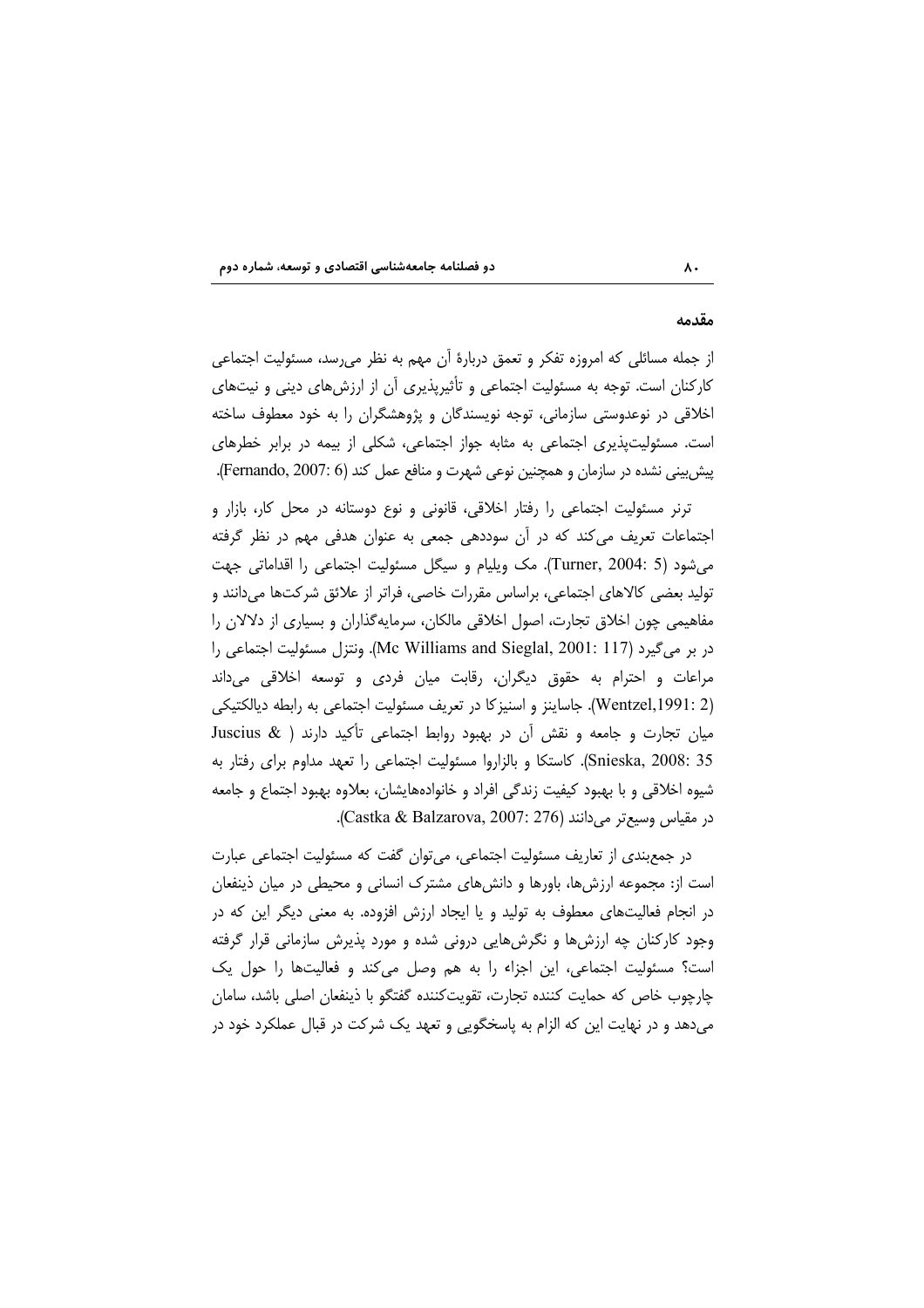## مقدمه

از جمله مسائلی که امروزه تفکر و تعمق دربارهٔ آن مهم به نظر می‌رسد، مسئولیت اجتماعی کارکنان است. توجه به مسئولیت اجتماعی و تأثیرپذیری آن از ارزش‌های دینی و نیت‌های اخلاقی در نوعدوستی سازمانی، توجه نویسندگان و پژوهشگران را به خود معطوف ساخته است. مسئولیت‌پذیری اجتماعی به مثابه جواز اجتماعی، شکلی از بیمه در برابر خطرهای پیش‌بینی نشده در سازمان و همچنین نوعی شهرت و منافع عمل کند (Fernando, 2007: 6).

ترنر مسئولیت اجتماعی را رفتار اخلاقی، قانونی و نوع دوستانه در محل کار، بازار و اجتماعات تعریف می‌کند که در آن سوددهی جمعی به عنوان هدفی مهم در نظر گرفته می‌شود (Turner, 2004: 5). مک ویلیام و سیگل مسئولیت اجتماعی را اقداماتی جهت تولید بعضی کالاهای اجتماعی، براساس مقررات خاصی، فراتر از علائق شرکت‌ها می‌دانند و مفاهیمی چون اخلاق تجارت، اصول اخلاقی مالکان، سرمایه‌گذاران و بسیاری از دلالان را در بر می‌گیرد (Mc Williams and Sieglal, 2001: 117). ونتزل مسئولیت اجتماعی را مراعات و احترام به حقوق دیگران، رقابت میان فردی و توسعه اخلاقی می‌داند (Wentzel,1991: 2). جاساینز و اسنیزکا در تعریف مسئولیت اجتماعی به رابطه دیالکتیکی میان تجارت و جامعه و نقش آن در بهبود روابط اجتماعی تأکید دارند (Juscius & Snieska, 2008: 35). کاستکا و بالزاروا مسئولیت اجتماعی را تعهد مداوم برای رفتار به شیوه اخلاقی و با بهبود کیفیت زندگی افراد و خانواده‌هایشان، بعلاوه بهبود اجتماع و جامعه در مقیاس وسیع‌تر می‌دانند (Castka & Balzarova, 2007: 276).

در جمع‌بندی از تعاریف مسئولیت اجتماعی، می‌توان گفت که مسئولیت اجتماعی عبارت است از: مجموعه ارزش‌ها، باورها و دانش‌های مشترک انسانی و محیطی در میان ذینفعان در انجام فعالیت‌های معطوف به تولید و یا ایجاد ارزش افزوده. به معنی دیگر این که در وجود کارکنان چه ارزش‌ها و نگرش‌هایی درونی شده و مورد پذیرش سازمانی قرار گرفته است؟ مسئولیت اجتماعی، این اجزاء را به هم وصل می‌کند و فعالیت‌ها را حول یک چارچوب خاص که حمایت کننده تجارت، تقویت‌کننده گفتگو با ذینفعان اصلی باشد، سامان می‌دهد و در نهایت این که الزام به پاسخگویی و تعهد یک شرکت در قبال عملکرد خود در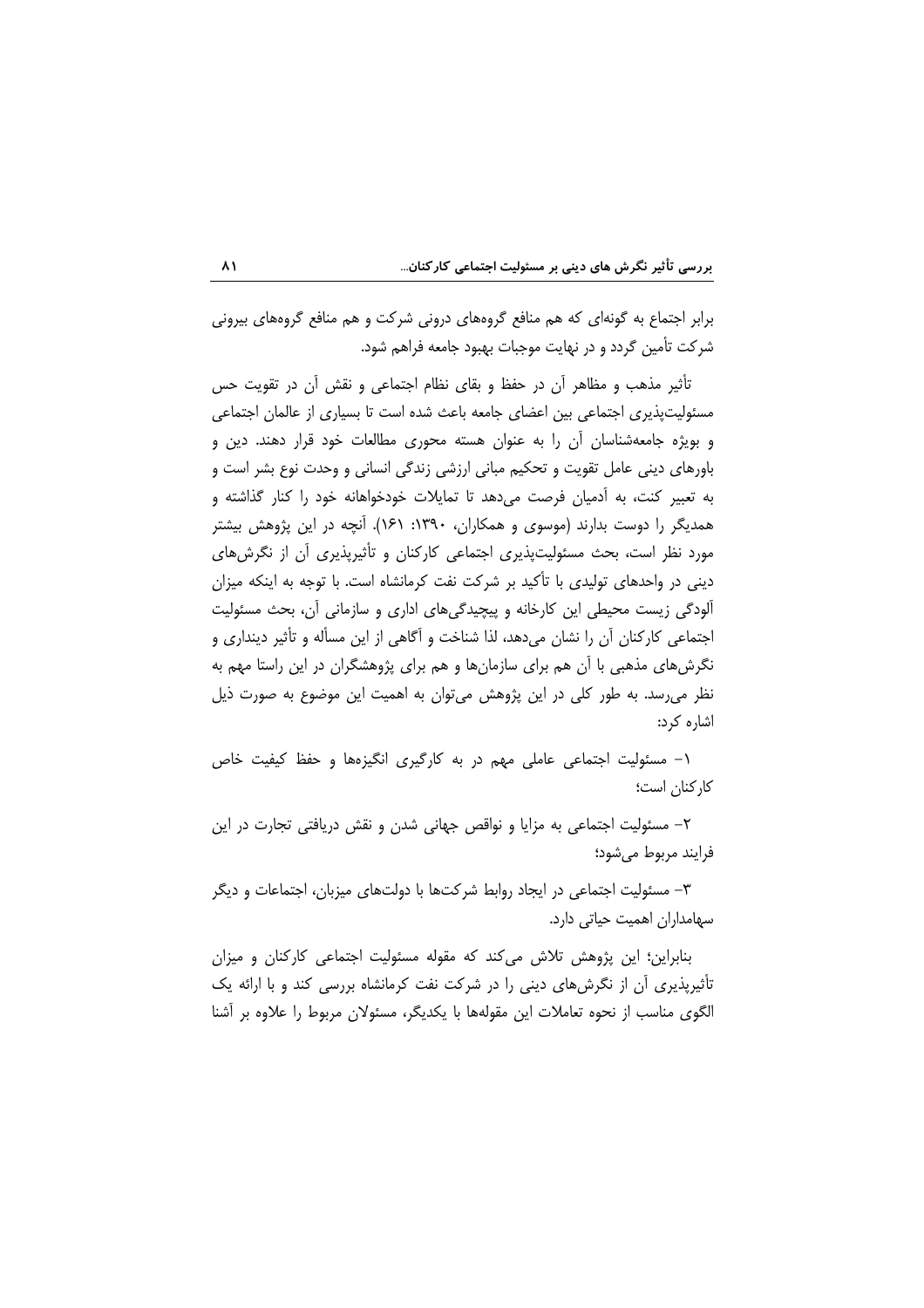برابر اجتماع به گونه‌ای که هم منافع گروه‌های درونی شرکت و هم منافع گروه‌های بیرونی شرکت تأمین گردد و در نهایت موجبات بهبود جامعه فراهم شود.

تأثیر مذهب و مظاهر آن در حفظ و بقای نظام اجتماعی و نقش آن در تقویت حس مسئولیت‌پذیری اجتماعی بین اعضای جامعه باعث شده است تا بسیاری از عالمان اجتماعی و بویژه جامعه‌شناسان آن را به عنوان هسته محوری مطالعات خود قرار دهند. دین و باورهای دینی عامل تقویت و تحکیم مبانی ارزشی زندگی انسانی و وحدت نوع بشر است و به تعبیر کنت، به آدمیان فرصت می‌دهد تا تمایلات خودخواهانه خود را کنار گذاشته و همدیگر را دوست بدارند (موسوی و همکاران، ۱۳۹۰: ۱۶۱). آنچه در این پژوهش بیشتر مورد نظر است، بحث مسئولیت‌پذیری اجتماعی کارکنان و تأثیرپذیری آن از نگرش‌های دینی در واحدهای تولیدی با تأکید بر شرکت نفت کرمانشاه است. با توجه به اینکه میزان آلودگی زیست محیطی این کارخانه و پیچیدگی‌های اداری و سازمانی آن، بحث مسئولیت اجتماعی کارکنان آن را نشان می‌دهد، لذا شناخت و آگاهی از این مسأله و تأثیر دینداری و نگرش‌های مذهبی با آن هم برای سازمان‌ها و هم برای پژوهشگران در این راستا مهم به نظر می‌رسد. به طور کلی در این پژوهش می‌توان به اهمیت این موضوع به صورت ذیل اشاره کرد:

۱- مسئولیت اجتماعی عاملی مهم در به کارگیری انگیزه‌ها و حفظ کیفیت خاص کارکنان است؛

۲- مسئولیت اجتماعی به مزایا و نواقص جهانی شدن و نقش دریافتی تجارت در این فرایند مربوط می‌شود؛

۳- مسئولیت اجتماعی در ایجاد روابط شرکت‌ها با دولت‌های میزبان، اجتماعات و دیگر سهامداران اهمیت حیاتی دارد.

بنابراین؛ این پژوهش تلاش می‌کند که مقوله مسئولیت اجتماعی کارکنان و میزان تأثیرپذیری آن از نگرش‌های دینی را در شرکت نفت کرمانشاه بررسی کند و با ارائه یک الگوی مناسب از نحوه تعاملات این مقوله‌ها با یکدیگر، مسئولان مربوط را علاوه بر آشنا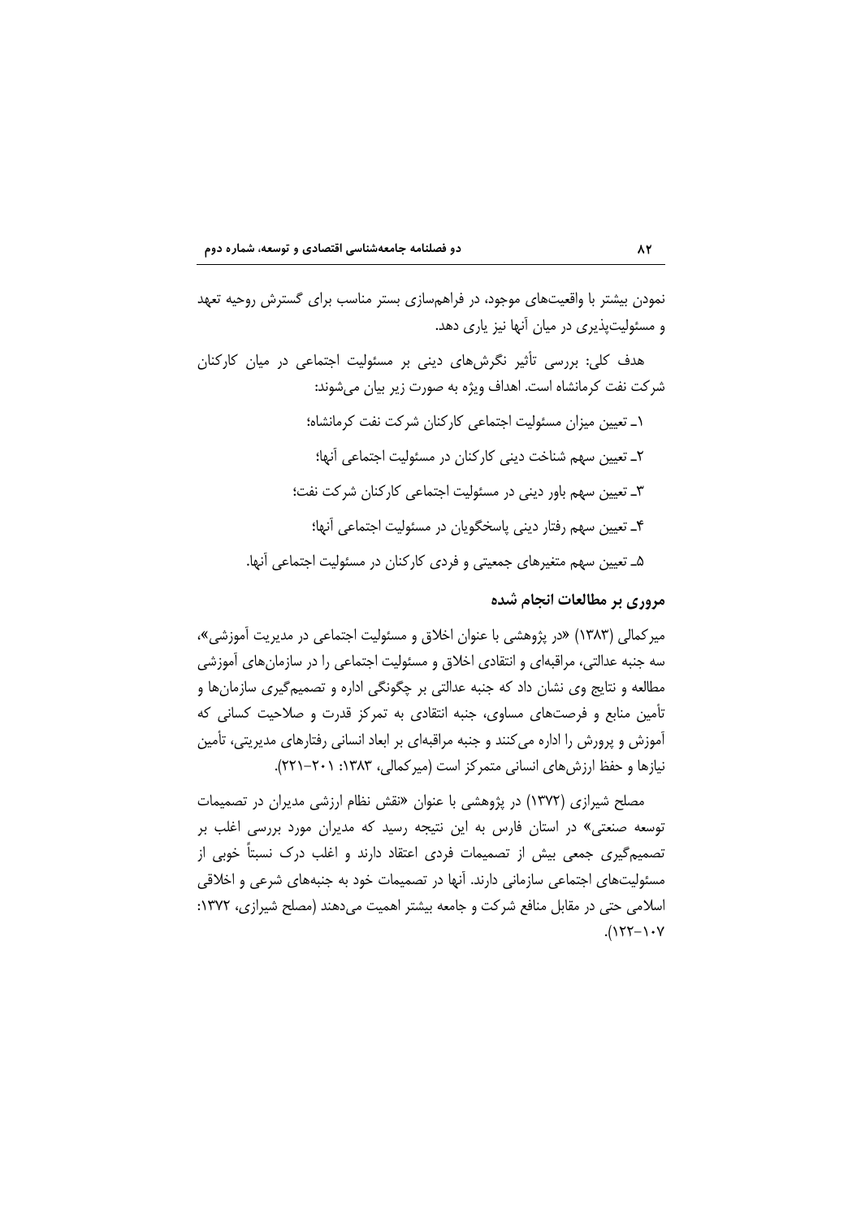نمودن بیشتر با واقعیت‌های موجود، در فراهم‌سازی بستر مناسب برای گسترش روحیه تعهد و مسئولیت‌پذیری در میان آنها نیز یاری دهد.

هدف کلی: بررسی تأثیر نگرش‌های دینی بر مسئولیت اجتماعی در میان کارکنان شرکت نفت کرمانشاه است. اهداف ویژه به صورت زیر بیان می‌شوند:

۱ـ تعیین میزان مسئولیت اجتماعی کارکنان شرکت نفت کرمانشاه؛

۲ـ تعیین سهم شناخت دینی کارکنان در مسئولیت اجتماعی آنها؛

۳ـ تعیین سهم باور دینی در مسئولیت اجتماعی کارکنان شرکت نفت؛

۴ـ تعیین سهم رفتار دینی پاسخگویان در مسئولیت اجتماعی آنها؛

۵ـ تعیین سهم متغیرهای جمعیتی و فردی کارکنان در مسئولیت اجتماعی آنها.

## مروری بر مطالعات انجام شده

میرکمالی (۱۳۸۳) «در پژوهشی با عنوان اخلاق و مسئولیت اجتماعی در مدیریت آموزشی»، سه جنبه عدالتی، مراقبه‌ای و انتقادی اخلاق و مسئولیت اجتماعی را در سازمان‌های آموزشی مطالعه و نتایج وی نشان داد که جنبه عدالتی بر چگونگی اداره و تصمیم‌گیری سازمان‌ها و تأمین منابع و فرصت‌های مساوی، جنبه انتقادی به تمرکز قدرت و صلاحیت کسانی که آموزش و پرورش را اداره می‌کنند و جنبه مراقبه‌ای بر ابعاد انسانی رفتارهای مدیریتی، تأمین نیازها و حفظ ارزش‌های انسانی متمرکز است (میرکمالی، ۱۳۸۳: ۲۰۱-۲۲۱).

مصلح شیرازی (۱۳۷۲) در پژوهشی با عنوان «نقش نظام ارزشی مدیران در تصمیمات توسعه صنعتی» در استان فارس به این نتیجه رسید که مدیران مورد بررسی اغلب بر تصمیم‌گیری جمعی بیش از تصمیمات فردی اعتقاد دارند و اغلب درک نسبتاً خوبی از مسئولیت‌های اجتماعی سازمانی دارند. آنها در تصمیمات خود به جنبه‌های شرعی و اخلاقی اسلامی حتی در مقابل منافع شرکت و جامعه بیشتر اهمیت می‌دهند (مصلح شیرازی، ۱۳۷۲: ۱۰۷-۱۲۲).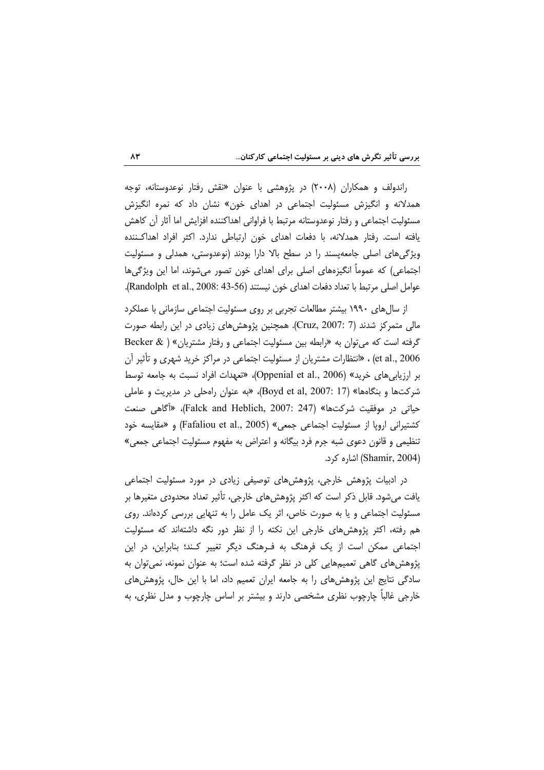راندولف و همکاران (۲۰۰۸) در پژوهشی با عنوان «نقش رفتار نوعدوستانه، توجه همدلانه و انگیزش مسئولیت اجتماعی در اهدای خون» نشان داد که نمره انگیزش مسئولیت اجتماعی و رفتار نوعدوستانه مرتبط با فراوانی اهداکننده افزایش اما آثار آن کاهش یافته است. رفتار همدلانه، با دفعات اهدای خون ارتباطی ندارد. اکثر افراد اهداکننده ویژگی‌های اصلی جامعه‌پسند را در سطح بالا دارا بودند (نوعدوستی، همدلی و مسئولیت اجتماعی) که عموماً انگیزه‌های اصلی برای اهدای خون تصور می‌شوند، اما این ویژگی‌ها عوامل اصلی مرتبط با تعداد دفعات اهدای خون نیستند (Randolph et al., 2008: 43-56).

از سال‌های ۱۹۹۰ بیشتر مطالعات تجربی بر روی مسئولیت اجتماعی سازمانی با عملکرد مالی متمرکز شدند (Cruz, 2007: 7). همچنین پژوهش‌های زیادی در این رابطه صورت گرفته است که می‌توان به «رابطه بین مسئولیت اجتماعی و رفتار مشتریان» (Becker & et al., 2006) ، «انتظارات مشتریان از مسئولیت اجتماعی در مراکز خرید شهری و تأثیر آن بر ارزیابی‌های خرید» (Oppenial et al., 2006)، «تعهدات افراد نسبت به جامعه توسط شرکت‌ها و بنگاه‌ها» (Boyd et al, 2007: 17)، «به عنوان راه‌حلی در مدیریت و عاملی حیاتی در موفقیت شرکت‌ها» (Falck and Heblich, 2007: 247)، «آگاهی صنعت کشتیرانی اروپا از مسئولیت اجتماعی جمعی» (Fafaliou et al., 2005) و «مقایسه خود تنظیمی و قانون دعوی شبه جرم فرد بیگانه و اعتراض به مفهوم مسئولیت اجتماعی جمعی» (Shamir, 2004) اشاره کرد.

در ادبیات پژوهش خارجی، پژوهش‌های توصیفی زیادی در مورد مسئولیت اجتماعی یافت می‌شود. قابل ذکر است که اکثر پژوهش‌های خارجی، تأثیر تعداد محدودی متغیرها بر مسئولیت اجتماعی و یا به صورت خاص، اثر یک عامل را به تنهایی بررسی کرده‌اند. روی هم رفته، اکثر پژوهش‌های خارجی این نکته را از نظر دور نگه داشته‌اند که مسئولیت اجتماعی ممکن است از یک فرهنگ به فرهنگ دیگر تغییر کند؛ بنابراین، در این پژوهش‌ها گاهی تعمیم‌هایی کلی در نظر گرفته شده است؛ به عنوان نمونه، نمی‌توان به سادگی نتایج این پژوهش‌های را به جامعه ایران تعمیم داد، اما با این حال، پژوهش‌های خارجی غالباً چارچوب نظری مشخصی دارند و بیشتر بر اساس چارچوب و مدل نظری، به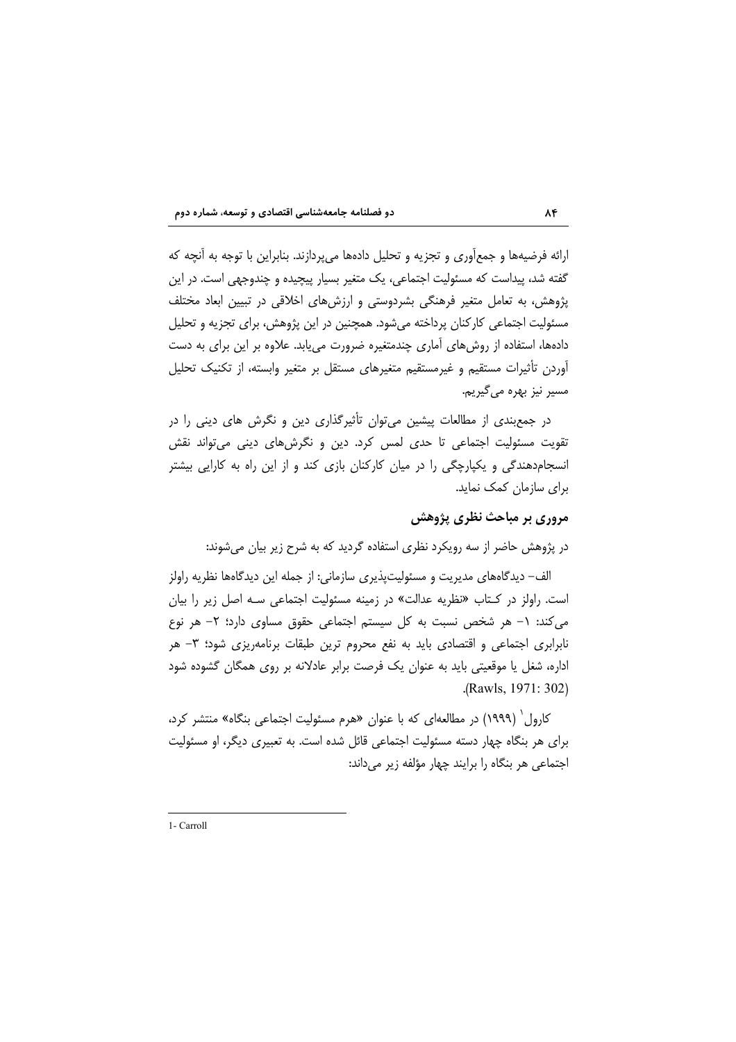ارائه فرضیه‌ها و جمع‌آوری و تجزیه و تحلیل داده‌ها می‌پردازند. بنابراین با توجه به آنچه که گفته شد، پیداست که مسئولیت اجتماعی، یک متغیر بسیار پیچیده و چندوجهی است. در این پژوهش، به تعامل متغیر فرهنگی بشردوستی و ارزش‌های اخلاقی در تبیین ابعاد مختلف مسئولیت اجتماعی کارکنان پرداخته می‌شود. همچنین در این پژوهش، برای تجزیه و تحلیل داده‌ها، استفاده از روش‌های آماری چندمتغیره ضرورت می‌یابد. علاوه بر این برای به دست آوردن تأثیرات مستقیم و غیرمستقیم متغیرهای مستقل بر متغیر وابسته، از تکنیک تحلیل مسیر نیز بهره می‌گیریم.

در جمع‌بندی از مطالعات پیشین می‌توان تأثیرگذاری دین و نگرش های دینی را در تقویت مسئولیت اجتماعی تا حدی لمس کرد. دین و نگرش‌های دینی می‌تواند نقش انسجام‌دهندگی و یکپارچگی را در میان کارکنان بازی کند و از این راه به کارایی بیشتر برای سازمان کمک نماید.

## مروری بر مباحث نظری پژوهش

در پژوهش حاضر از سه رویکرد نظری استفاده گردید که به شرح زیر بیان می‌شوند:

الف- دیدگاه‌های مدیریت و مسئولیت‌پذیری سازمانی: از جمله این دیدگاه‌ها نظریه راولز است. راولز در کتاب «نظریه عدالت» در زمینه مسئولیت اجتماعی سه اصل زیر را بیان می‌کند: ۱- هر شخص نسبت به کل سیستم اجتماعی حقوق مساوی دارد؛ ۲- هر نوع نابرابری اجتماعی و اقتصادی باید به نفع محروم ترین طبقات برنامه‌ریزی شود؛ ۳- هر اداره، شغل یا موقعیتی باید به عنوان یک فرصت برابر عادلانه بر روی همگان گشوده شود (Rawls, 1971: 302).

کارول[1] (۱۹۹۹) در مطالعه‌ای که با عنوان «هرم مسئولیت اجتماعی بنگاه» منتشر کرد، برای هر بنگاه چهار دسته مسئولیت اجتماعی قائل شده است. به تعبیری دیگر، او مسئولیت اجتماعی هر بنگاه را برایند چهار مؤلفه زیر می‌داند:

---

1- Carroll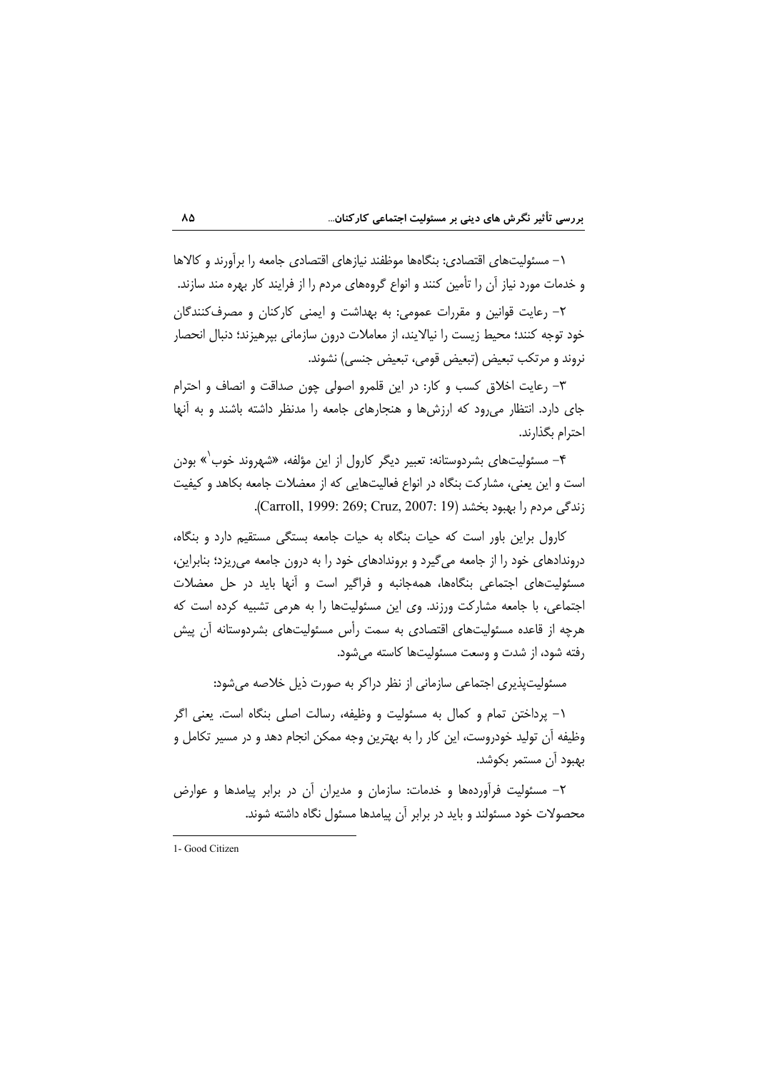۱- مسئولیت‌های اقتصادی: بنگاه‌ها موظفند نیازهای اقتصادی جامعه را برآورند و کالاها و خدمات مورد نیاز آن را تأمین کنند و انواع گروه‌های مردم را از فرایند کار بهره مند سازند.

۲- رعایت قوانین و مقررات عمومی: به بهداشت و ایمنی کارکنان و مصرف‌کنندگان خود توجه کنند؛ محیط زیست را نیالایند، از معاملات درون سازمانی بپرهیزند؛ دنبال انحصار نروند و مرتکب تبعیض (تبعیض قومی، تبعیض جنسی) نشوند.

۳- رعایت اخلاق کسب و کار: در این قلمرو اصولی چون صداقت و انصاف و احترام جای دارد. انتظار می‌رود که ارزش‌ها و هنجارهای جامعه را مدنظر داشته باشند و به آنها احترام بگذارند.

۴- مسئولیت‌های بشردوستانه: تعبیر دیگر کارول از این مؤلفه، «شهروند خوب[1]» بودن است و این یعنی، مشارکت بنگاه در انواع فعالیت‌هایی که از معضلات جامعه بکاهد و کیفیت زندگی مردم را بهبود بخشد (Carroll, 1999: 269; Cruz, 2007: 19).

کارول براین باور است که حیات بنگاه به حیات جامعه بستگی مستقیم دارد و بنگاه، درونداد‌های خود را از جامعه می‌گیرد و برونداد‌های خود را به درون جامعه می‌ریزد؛ بنابراین، مسئولیت‌های اجتماعی بنگاه‌ها، همه‌جانبه و فراگیر است و آنها باید در حل معضلات اجتماعی، با جامعه مشارکت ورزند. وی این مسئولیت‌ها را به هرمی تشبیه کرده است که هرچه از قاعده مسئولیت‌های اقتصادی به سمت رأس مسئولیت‌های بشردوستانه آن پیش رفته شود، از شدت و وسعت مسئولیت‌ها کاسته می‌شود.

مسئولیت‌پذیری اجتماعی سازمانی از نظر دراکر به صورت ذیل خلاصه می‌شود:

۱- پرداختن تمام و کمال به مسئولیت و وظیفه، رسالت اصلی بنگاه است. یعنی اگر وظیفه آن تولید خودروست، این کار را به بهترین وجه ممکن انجام دهد و در مسیر تکامل و بهبود آن مستمر بکوشد.

۲- مسئولیت فرآورده‌ها و خدمات: سازمان و مدیران آن در برابر پیامدها و عوارض محصولات خود مسئولند و باید در برابر آن پیامدها مسئول نگاه داشته شوند.

---

1- Good Citizen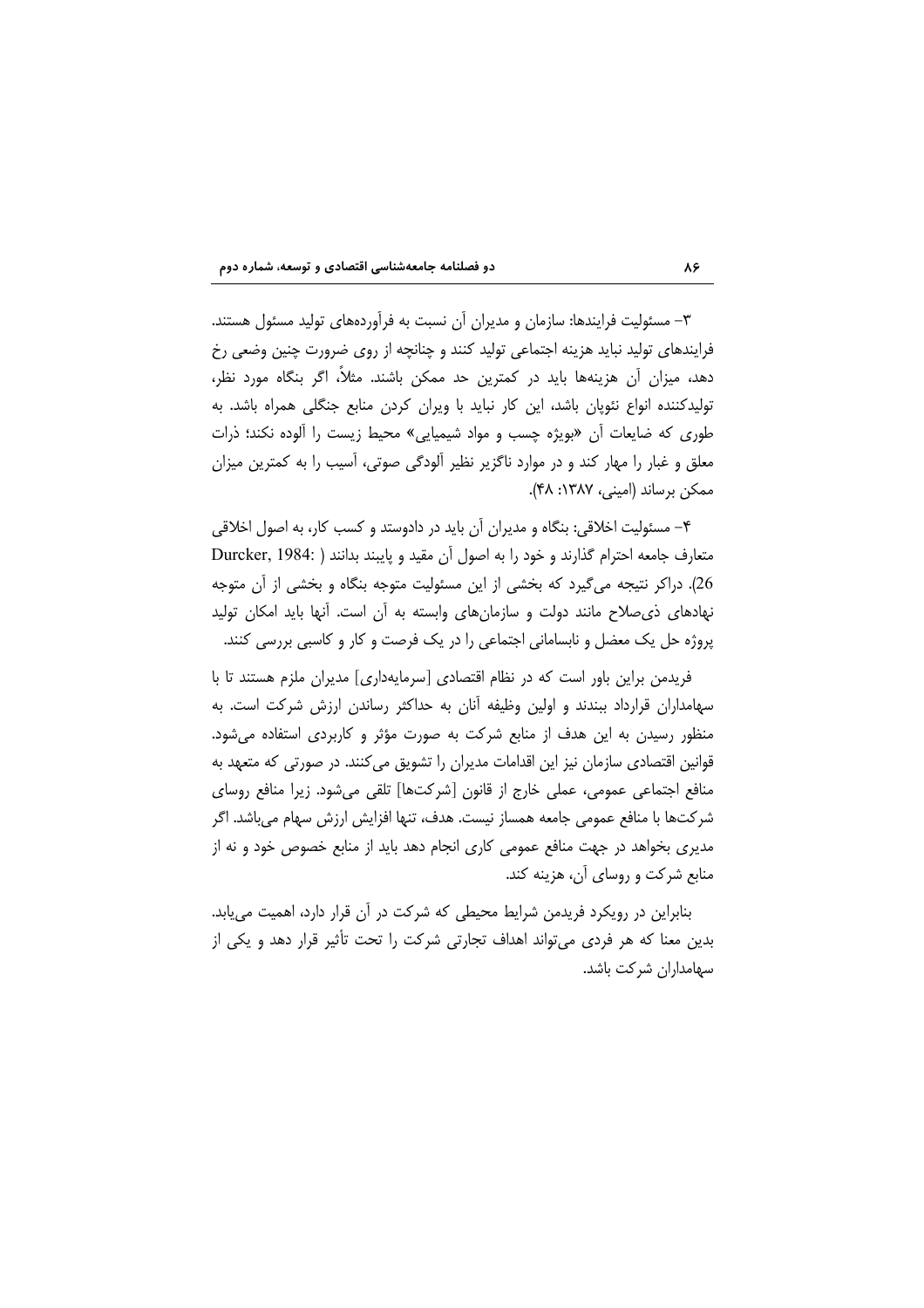۳- مسئولیت فرایندها: سازمان و مدیران آن نسبت به فرآورده‌های تولید مسئول هستند. فرایندهای تولید نباید هزینه اجتماعی تولید کنند و چنانچه از روی ضرورت چنین وضعی رخ دهد، میزان آن هزینه‌ها باید در کمترین حد ممکن باشند. مثلاً، اگر بنگاه مورد نظر، تولیدکننده انواع نئوپان باشد، این کار نباید با ویران کردن منابع جنگلی همراه باشد. به طوری که ضایعات آن «بویژه چسب و مواد شیمیایی» محیط زیست را آلوده نکند؛ ذرات معلق و غبار را مهار کند و در موارد ناگزیر نظیر آلودگی صوتی، آسیب را به کمترین میزان ممکن برساند (امینی، ۱۳۸۷: ۴۸).

۴- مسئولیت اخلاقی: بنگاه و مدیران آن باید در دادوستد و کسب کار، به اصول اخلاقی متعارف جامعه احترام گذارند و خود را به اصول آن مقید و پایبند بدانند (Durcker, 1984: 26). دراکر نتیجه می‌گیرد که بخشی از این مسئولیت متوجه بنگاه و بخشی از آن متوجه نهادهای ذی‌صلاح مانند دولت و سازمان‌های وابسته به آن است. آنها باید امکان تولید پروژه حل یک معضل و نابسامانی اجتماعی را در یک فرصت و کار و کاسبی بررسی کنند.

فریدمن براین باور است که در نظام اقتصادی [سرمایه‌داری] مدیران ملزم هستند تا با سهامداران قرارداد ببندند و اولین وظیفه آنان به حداکثر رساندن ارزش شرکت است. به منظور رسیدن به این هدف از منابع شرکت به صورت مؤثر و کاربردی استفاده می‌شود. قوانین اقتصادی سازمان نیز این اقدامات مدیران را تشویق می‌کنند. در صورتی که متعهد به منافع اجتماعی عمومی، عملی خارج از قانون [شرکت‌ها] تلقی می‌شود. زیرا منافع روسای شرکت‌ها با منافع عمومی جامعه همساز نیست. هدف، تنها افزایش ارزش سهام می‌باشد. اگر مدیری بخواهد در جهت منافع عمومی کاری انجام دهد باید از منابع خصوص خود و نه از منابع شرکت و روسای آن، هزینه کند.

بنابراین در رویکرد فریدمن شرایط محیطی که شرکت در آن قرار دارد، اهمیت می‌یابد. بدین معنا که هر فردی می‌تواند اهداف تجارتی شرکت را تحت تأثیر قرار دهد و یکی از سهامداران شرکت باشد.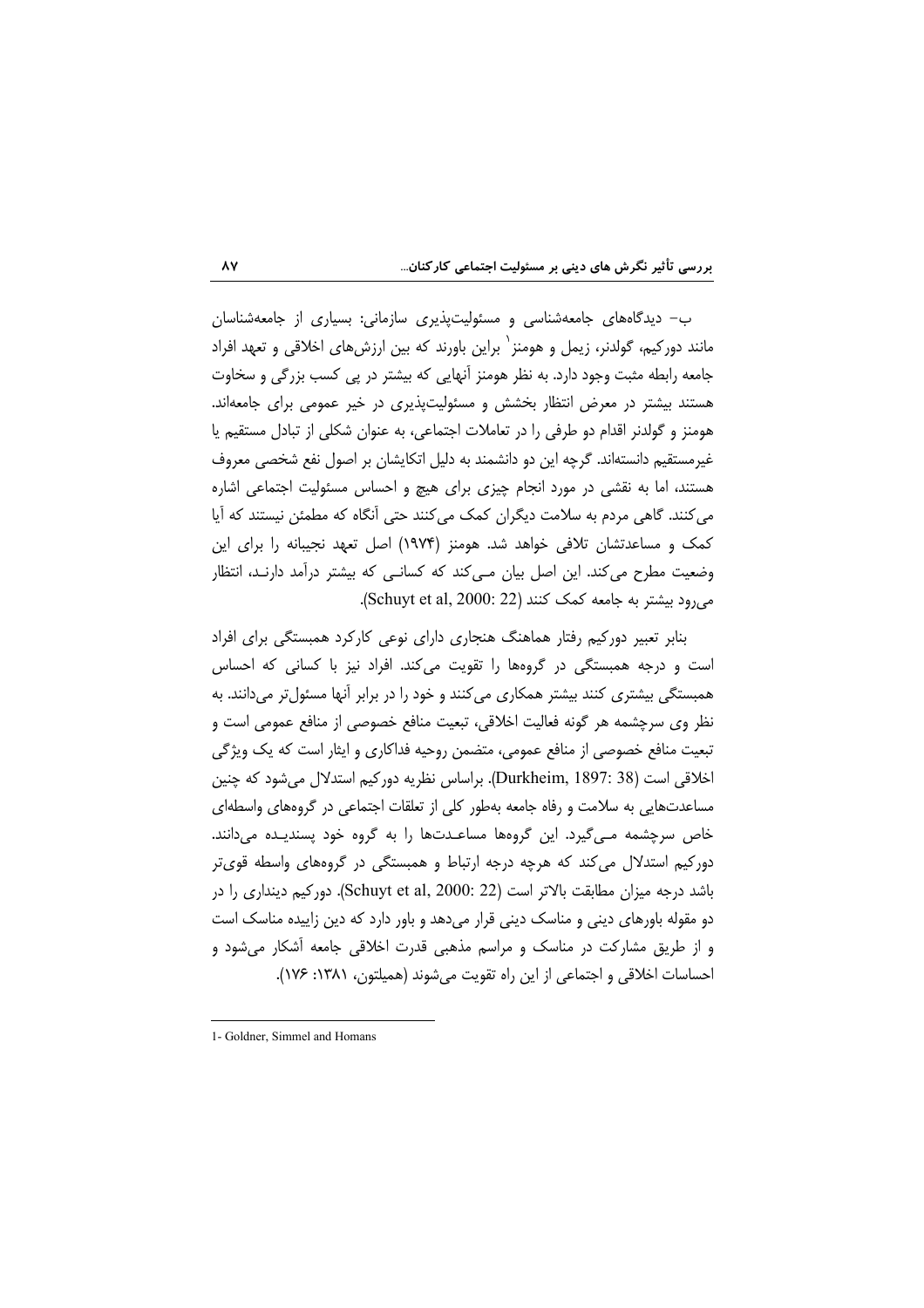ب- دیدگاه‌های جامعه‌شناسی و مسئولیت‌پذیری سازمانی: بسیاری از جامعه‌شناسان مانند دورکیم، گولدنر، زیمل و هومنز[1] براین باورند که بین ارزش‌های اخلاقی و تعهد افراد جامعه رابطه مثبت وجود دارد. به نظر هومنز آنهایی که بیشتر در پی کسب بزرگی و سخاوت هستند بیشتر در معرض انتظار بخشش و مسئولیت‌پذیری در خیر عمومی برای جامعه‌اند. هومنز و گولدنر اقدام دو طرفی را در تعاملات اجتماعی، به عنوان شکلی از تبادل مستقیم یا غیرمستقیم دانسته‌اند. گرچه این دو دانشمند به دلیل اتکایشان بر اصول نفع شخصی معروف هستند، اما به نقشی در مورد انجام چیزی برای هیچ و احساس مسئولیت اجتماعی اشاره می‌کنند. گاهی مردم به سلامت دیگران کمک می‌کنند حتی آنگاه که مطمئن نیستند که آیا کمک و مساعدتشان تلافی خواهد شد. هومنز (۱۹۷۴) اصل تعهد نجیبانه را برای این وضعیت مطرح می‌کند. این اصل بیان مـی‌کند که کسانـی که بیشتر درآمد دارنـد، انتظار می‌رود بیشتر به جامعه کمک کنند (Schuyt et al, 2000: 22).

بنابر تعبیر دورکیم رفتار هماهنگ هنجاری دارای نوعی کارکرد همبستگی برای افراد است و درجه همبستگی در گروه‌ها را تقویت می‌کند. افراد نیز با کسانی که احساس همبستگی بیشتری کنند بیشتر همکاری می‌کنند و خود را در برابر آنها مسئول‌تر می‌دانند. به نظر وی سرچشمه هر گونه فعالیت اخلاقی، تبعیت منافع خصوصی از منافع عمومی است و تبعیت منافع خصوصی از منافع عمومی، متضمن روحیه فداکاری و ایثار است که یک ویژگی اخلاقی است (Durkheim, 1897: 38). براساس نظریه دورکیم استدلال می‌شود که چنین مساعدت‌هایی به سلامت و رفاه جامعه به‌طور کلی از تعلقات اجتماعی در گروه‌های واسطه‌ای خاص سرچشمه مـی‌گیرد. این گروه‌ها مساعـدت‌ها را به گروه خود پسندیـده می‌دانند. دورکیم استدلال می‌کند که هرچه درجه ارتباط و همبستگی در گروه‌های واسطه قوی‌تر باشد درجه میزان مطابقت بالاتر است (Schuyt et al, 2000: 22). دورکیم دینداری را در دو مقوله باورهای دینی و مناسک دینی قرار می‌دهد و باور دارد که دین زاییده مناسک است و از طریق مشارکت در مناسک و مراسم مذهبی قدرت اخلاقی جامعه آشکار می‌شود و احساسات اخلاقی و اجتماعی از این راه تقویت می‌شوند (همیلتون، ۱۳۸۱: ۱۷۶).

---

1- Goldner, Simmel and Homans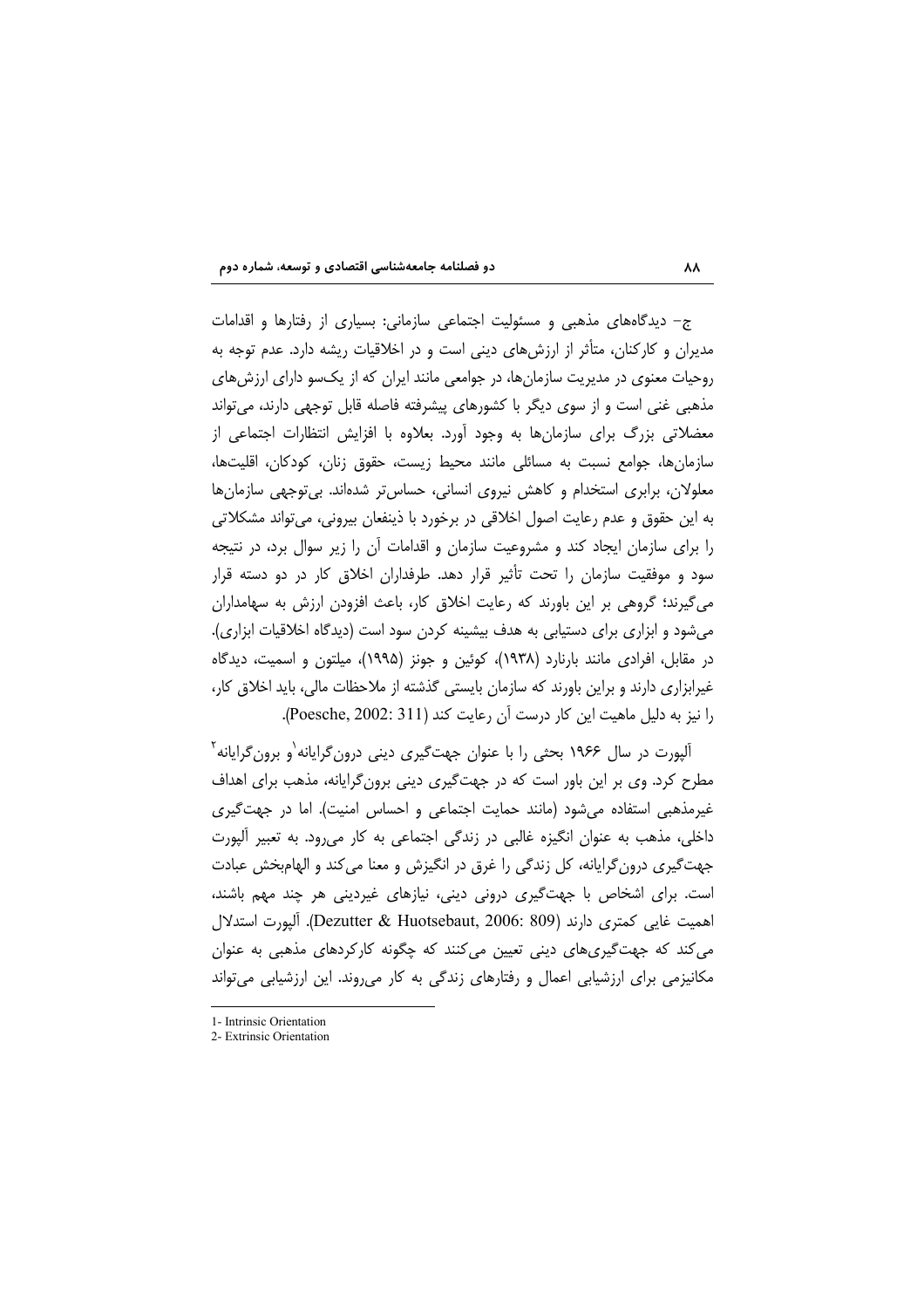ج- دیدگاه‌های مذهبی و مسئولیت اجتماعی سازمانی: بسیاری از رفتارها و اقدامات مدیران و کارکنان، متأثر از ارزش‌های دینی است و در اخلاقیات ریشه دارد. عدم توجه به روحیات معنوی در مدیریت سازمان‌ها، در جوامعی مانند ایران که از یک‌سو دارای ارزش‌های مذهبی غنی است و از سوی دیگر با کشورهای پیشرفته فاصله قابل توجهی دارند، می‌تواند معضلاتی بزرگ برای سازمان‌ها به وجود آورد. بعلاوه با افزایش انتظارات اجتماعی از سازمان‌ها، جوامع نسبت به مسائلی مانند محیط زیست، حقوق زنان، کودکان، اقلیت‌ها، معلولان، برابری استخدام و کاهش نیروی انسانی، حساس‌تر شده‌اند. بی‌توجهی سازمان‌ها به این حقوق و عدم رعایت اصول اخلاقی در برخورد با ذینفعان بیرونی، می‌تواند مشکلاتی را برای سازمان ایجاد کند و مشروعیت سازمان و اقدامات آن را زیر سوال برد، در نتیجه سود و موفقیت سازمان را تحت تأثیر قرار دهد. طرفداران اخلاق کار در دو دسته قرار می‌گیرند؛ گروهی بر این باورند که رعایت اخلاق کار، باعث افزودن ارزش به سهامداران می‌شود و ابزاری برای دستیابی به هدف بیشینه کردن سود است (دیدگاه اخلاقیات ابزاری). در مقابل، افرادی مانند بارنارد (۱۹۳۸)، کوئین و جونز (۱۹۹۵)، میلتون و اسمیت، دیدگاه غیرابزاری دارند و براین باورند که سازمان بایستی گذشته از ملاحظات مالی، باید اخلاق کار، را نیز به دلیل ماهیت این کار درست آن رعایت کند (Poesche, 2002: 311).

آلپورت در سال ۱۹۶۶ بحثی را با عنوان جهت‌گیری دینی درون‌گرایانه[1] و برون‌گرایانه[2] مطرح کرد. وی بر این باور است که در جهت‌گیری دینی برون‌گرایانه، مذهب برای اهداف غیرمذهبی استفاده می‌شود (مانند حمایت اجتماعی و احساس امنیت). اما در جهت‌گیری داخلی، مذهب به عنوان انگیزه غالبی در زندگی اجتماعی به کار می‌رود. به تعبیر آلپورت جهت‌گیری درون‌گرایانه، کل زندگی را غرق در انگیزش و معنا می‌کند و الهام‌بخش عبادت است. برای اشخاص با جهت‌گیری درونی دینی، نیازهای غیردینی هر چند مهم باشند، اهمیت غایی کمتری دارند (Dezutter & Huotsebaut, 2006: 809). آلپورت استدلال می‌کند که جهت‌گیری‌های دینی تعیین می‌کنند که چگونه کارکردهای مذهبی به عنوان مکانیزمی برای ارزشیابی اعمال و رفتارهای زندگی به کار می‌روند. این ارزشیابی می‌تواند

---

1- Intrinsic Orientation
2- Extrinsic Orientation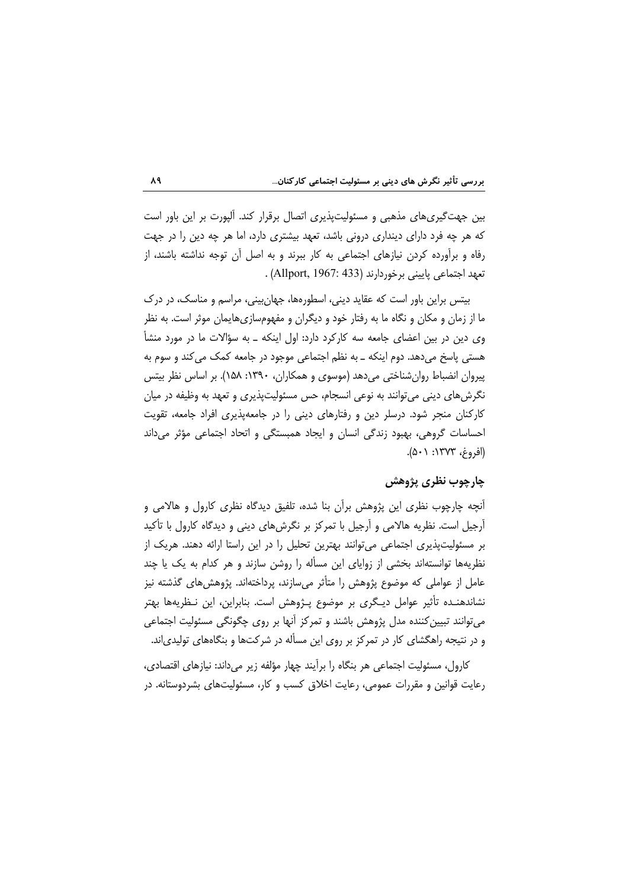بین جهت‌گیری‌های مذهبی و مسئولیت‌پذیری اتصال برقرار کند. آلپورت بر این باور است که هر چه فرد دارای دینداری درونی باشد، تعهد بیشتری دارد، اما هر چه دین را در جهت رفاه و برآورده کردن نیازهای اجتماعی به کار ببرند و به اصل آن توجه نداشته باشند، از تعهد اجتماعی پایینی برخوردارند (Allport, 1967: 433) .

بیتس براین باور است که عقاید دینی، اسطوره‌ها، جهان‌بینی، مراسم و مناسک، در درک ما از زمان و مکان و نگاه ما به رفتار خود و دیگران و مفهوم‌سازی‌هایمان موثر است. به نظر وی دین در بین اعضای جامعه سه کارکرد دارد: اول اینکه ـ به سؤالات ما در مورد منشأ هستی پاسخ می‌دهد. دوم اینکه ـ به نظم اجتماعی موجود در جامعه کمک می‌کند و سوم به پیروان انضباط روان‌شناختی می‌دهد (موسوی و همکاران، ۱۳۹۰: ۱۵۸). بر اساس نظر بیتس نگرش‌های دینی می‌توانند به نوعی انسجام، حس مسئولیت‌پذیری و تعهد به وظیفه در میان کارکنان منجر شود. درسلر دین و رفتارهای دینی را در جامعه‌پذیری افراد جامعه، تقویت احساسات گروهی، بهبود زندگی انسان و ایجاد همبستگی و اتحاد اجتماعی مؤثر می‌داند (افروغ، ۱۳۷۳: ۵۰۱).

## چارچوب نظری پژوهش

آنچه چارچوب نظری این پژوهش برآن بنا شده، تلفیق دیدگاه نظری کارول و هالامی و آرجیل است. نظریه هالامی و آرجیل با تمرکز بر نگرش‌های دینی و دیدگاه کارول با تأکید بر مسئولیت‌پذیری اجتماعی می‌توانند بهترین تحلیل را در این راستا ارائه دهند. هریک از نظریه‌ها توانسته‌اند بخشی از زوایای این مسأله را روشن سازند و هر کدام به یک یا چند عامل از عواملی که موضوع پژوهش را متأثر می‌سازند، پرداخته‌اند. پژوهش‌های گذشته نیز نشاندهنده تأثیر عوامل دیگری بر موضوع پژوهش است. بنابراین، این نظریه‌ها بهتر می‌توانند تبیین‌کننده مدل پژوهش باشند و تمرکز آنها بر روی چگونگی مسئولیت اجتماعی و در نتیجه راهگشای کار در تمرکز بر روی این مسأله در شرکت‌ها و بنگاه‌های تولیدی‌اند.

کارول، مسئولیت اجتماعی هر بنگاه را برآیند چهار مؤلفه زیر می‌داند: نیازهای اقتصادی، رعایت قوانین و مقررات عمومی، رعایت اخلاق کسب و کار، مسئولیت‌های بشردوستانه. در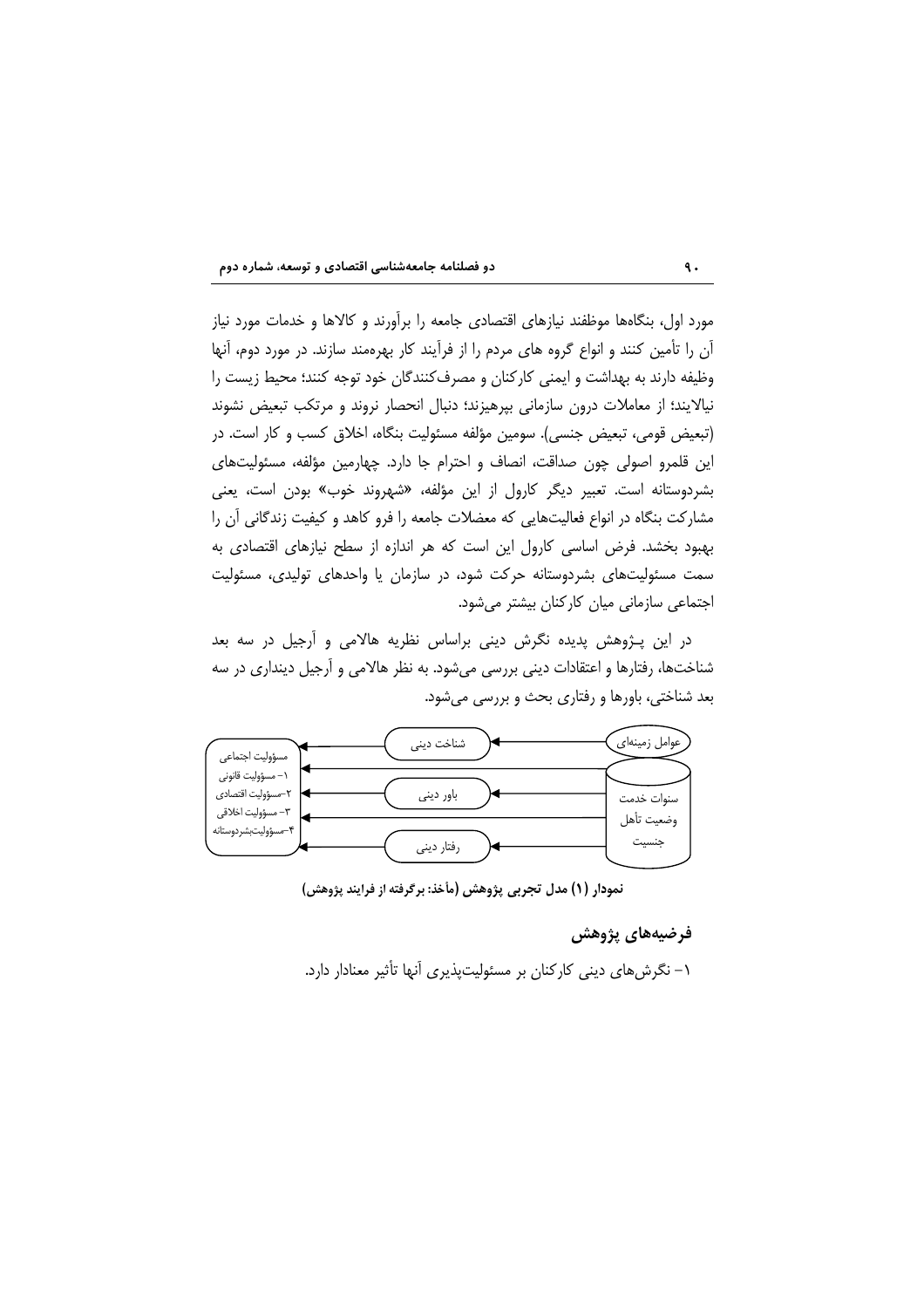مورد اول، بنگاه‌ها موظفند نیازهای اقتصادی جامعه را برآورند و کالاها و خدمات مورد نیاز آن را تأمین کنند و انواع گروه های مردم را از فرآیند کار بهره‌مند سازند. در مورد دوم، آنها وظیفه دارند به بهداشت و ایمنی کارکنان و مصرف‌کنندگان خود توجه کنند؛ محیط زیست را نیالایند؛ از معاملات درون سازمانی بپرهیزند؛ دنبال انحصار نروند و مرتکب تبعیض نشوند (تبعیض قومی، تبعیض جنسی). سومین مؤلفه مسئولیت بنگاه، اخلاق کسب و کار است. در این قلمرو اصولی چون صداقت، انصاف و احترام جا دارد. چهارمین مؤلفه، مسئولیت‌های بشردوستانه است. تعبیر دیگر کارول از این مؤلفه، «شهروند خوب» بودن است، یعنی مشارکت بنگاه در انواع فعالیت‌هایی که معضلات جامعه را فرو کاهد و کیفیت زندگانی آن را بهبود بخشد. فرض اساسی کارول این است که هر اندازه از سطح نیازهای اقتصادی به سمت مسئولیت‌های بشردوستانه حرکت شود، در سازمان یا واحدهای تولیدی، مسئولیت اجتماعی سازمانی میان کارکنان بیشتر می‌شود.

در این پـژوهش پدیده نگرش دینی براساس نظریه هالامی و آرجیل در سه بعد شناخت‌ها، رفتارها و اعتقادات دینی بررسی می‌شود. به نظر هالامی و آرجیل دینداری در سه بعد شناختی، باورها و رفتاری بحث و بررسی می‌شود.

عوامل زمینه‌ای: سنوات خدمت، وضعیت تأهل، جنسیت ← شناخت دینی / باور دینی / رفتار دینی ← مسؤولیت اجتماعی: ۱- مسؤولیت قانونی، ۲-مسؤولیت اقتصادی، ۳- مسؤولیت اخلاقی، ۴-مسؤولیت‌بشردوستانه

**نمودار (۱) مدل تجربی پژوهش (مأخذ: برگرفته از فرایند پژوهش)**

## فرضیه‌های پژوهش

۱- نگرش‌های دینی کارکنان بر مسئولیت‌پذیری آنها تأثیر معنادار دارد.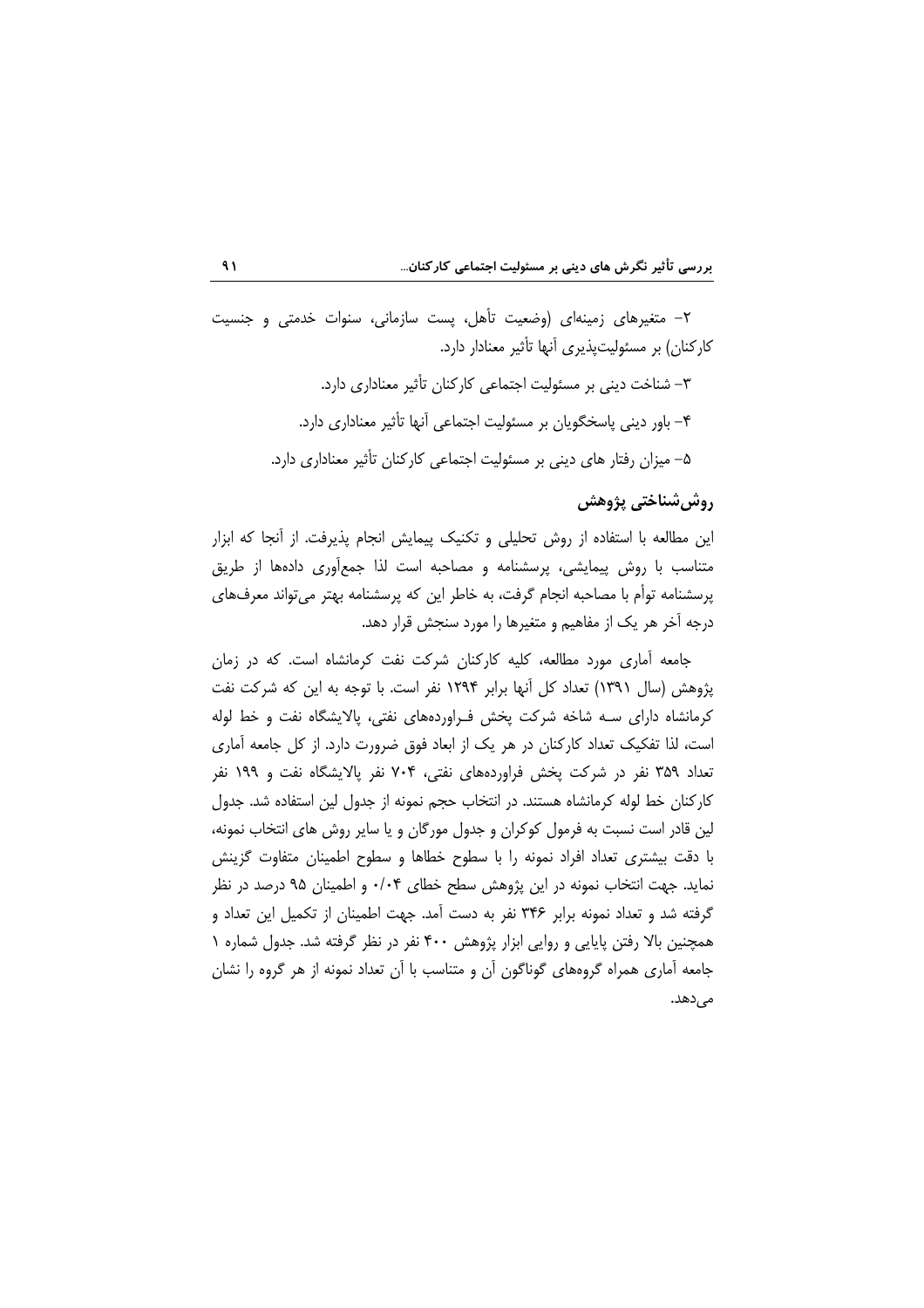۲- متغیرهای زمینه‌ای (وضعیت تأهل، پست سازمانی، سنوات خدمتی و جنسیت کارکنان) بر مسئولیت‌پذیری آنها تأثیر معنادار دارد.

۳- شناخت دینی بر مسئولیت اجتماعی کارکنان تأثیر معناداری دارد.

۴- باور دینی پاسخگویان بر مسئولیت اجتماعی آنها تأثیر معناداری دارد.

۵- میزان رفتار های دینی بر مسئولیت اجتماعی کارکنان تأثیر معناداری دارد.

## روش‌شناختی پژوهش

این مطالعه با استفاده از روش تحلیلی و تکنیک پیمایش انجام پذیرفت. از آنجا که ابزار متناسب با روش پیمایشی، پرسشنامه و مصاحبه است لذا جمع‌آوری داده‌ها از طریق پرسشنامه توأم با مصاحبه انجام گرفت، به خاطر این که پرسشنامه بهتر می‌تواند معرف‌های درجه آخر هر یک از مفاهیم و متغیرها را مورد سنجش قرار دهد.

جامعه آماری مورد مطالعه، کلیه کارکنان شرکت نفت کرمانشاه است. که در زمان پژوهش (سال ۱۳۹۱) تعداد کل آنها برابر ۱۲۹۴ نفر است. با توجه به این که شرکت نفت کرمانشاه دارای سه شاخه شرکت پخش فـراورده‌های نفتی، پالایشگاه نفت و خط لوله است، لذا تفکیک تعداد کارکنان در هر یک از ابعاد فوق ضرورت دارد. از کل جامعه آماری تعداد ۳۵۹ نفر در شرکت پخش فراورده‌های نفتی، ۷۰۴ نفر پالایشگاه نفت و ۱۹۹ نفر کارکنان خط لوله کرمانشاه هستند. در انتخاب حجم نمونه از جدول لین استفاده شد. جدول لین قادر است نسبت به فرمول کوکران و جدول مورگان و یا سایر روش های انتخاب نمونه، با دقت بیشتری تعداد افراد نمونه را با سطوح خطاها و سطوح اطمینان متفاوت گزینش نماید. جهت انتخاب نمونه در این پژوهش سطح خطای ۰/۰۴ و اطمینان ۹۵ درصد در نظر گرفته شد و تعداد نمونه برابر ۳۴۶ نفر به دست آمد. جهت اطمینان از تکمیل این تعداد و همچنین بالا رفتن پایایی و روایی ابزار پژوهش ۴۰۰ نفر در نظر گرفته شد. جدول شماره ۱ جامعه آماری همراه گروه‌های گوناگون آن و متناسب با آن تعداد نمونه از هر گروه را نشان می‌دهد.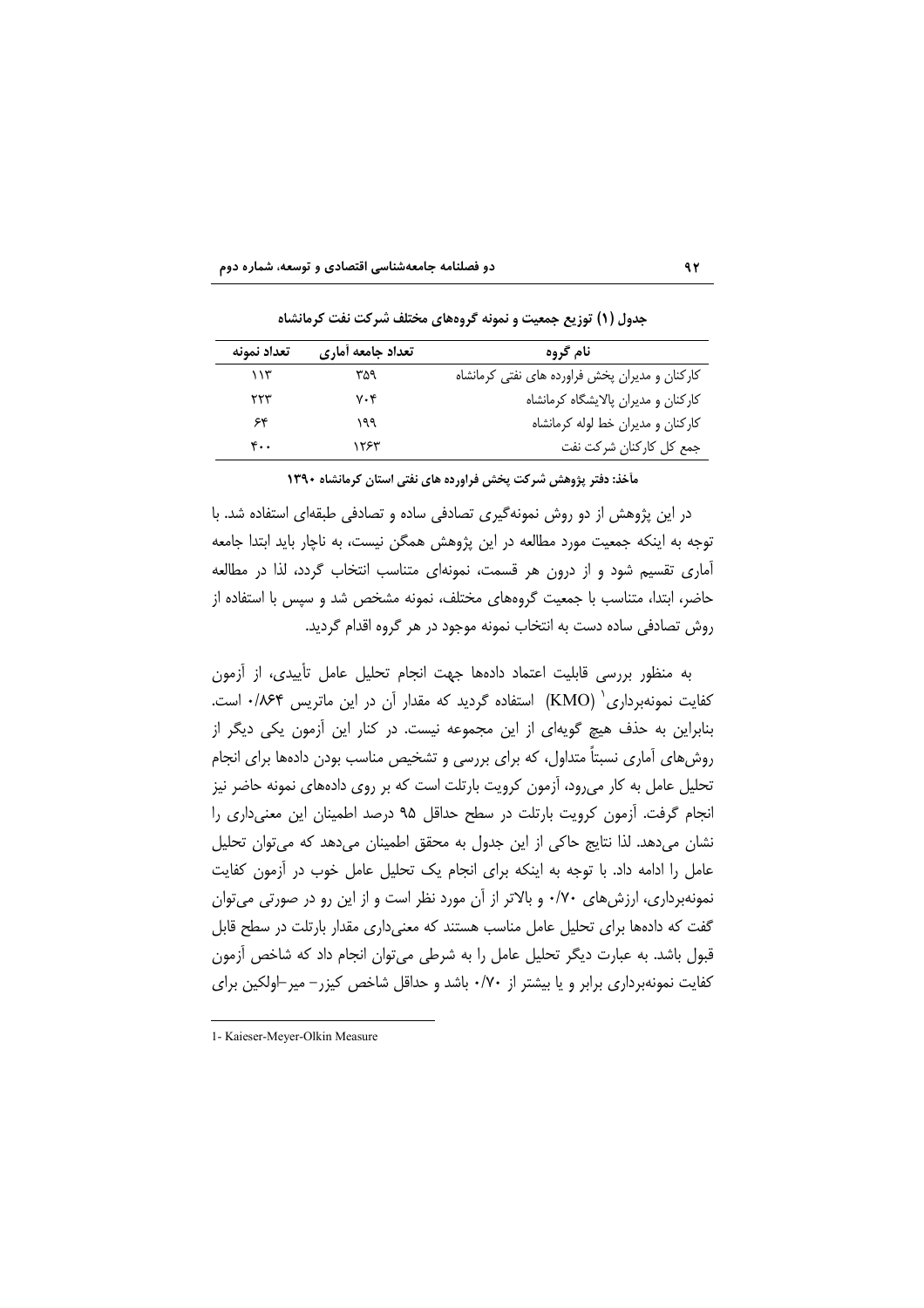**جدول (۱) توزیع جمعیت و نمونه گروه‌های مختلف شرکت نفت کرمانشاه**

| نام گروه | تعداد جامعه آماری | تعداد نمونه |
| --- | --- | --- |
| کارکنان و مدیران پخش فراورده های نفتی کرمانشاه | ۳۵۹ | ۱۱۳ |
| کارکنان و مدیران پالایشگاه کرمانشاه | ۷۰۴ | ۲۲۳ |
| کارکنان و مدیران خط لوله کرمانشاه | ۱۹۹ | ۶۴ |
| جمع کل کارکنان شرکت نفت | ۱۲۶۳ | ۴۰۰ |

**مآخذ: دفتر پژوهش شرکت پخش فراورده های نفتی استان کرمانشاه ۱۳۹۰**

در این پژوهش از دو روش نمونه‌گیری تصادفی ساده و تصادفی طبقه‌ای استفاده شد. با توجه به اینکه جمعیت مورد مطالعه در این پژوهش همگن نیست، به ناچار باید ابتدا جامعه آماری تقسیم شود و از درون هر قسمت، نمونه‌ای متناسب انتخاب گردد، لذا در مطالعه حاضر، ابتدا، متناسب با جمعیت گروه‌های مختلف، نمونه مشخص شد و سپس با استفاده از روش تصادفی ساده دست به انتخاب نمونه موجود در هر گروه اقدام گردید.

به منظور بررسی قابلیت اعتماد داده‌ها جهت انجام تحلیل عامل تأییدی، از آزمون کفایت نمونه‌برداری[1] (KMO) استفاده گردید که مقدار آن در این ماتریس ۰/۸۶۴ است. بنابراین به حذف هیچ گویه‌ای از این مجموعه نیست. در کنار این آزمون یکی دیگر از روش‌های آماری نسبتاً متداول، که برای بررسی و تشخیص مناسب بودن داده‌ها برای انجام تحلیل عامل به کار می‌رود، آزمون کرویت بارتلت است که بر روی داده‌های نمونه حاضر نیز انجام گرفت. آزمون کرویت بارتلت در سطح حداقل ۹۵ درصد اطمینان این معنی‌داری را نشان می‌دهد. لذا نتایج حاکی از این جدول به محقق اطمینان می‌دهد که می‌توان تحلیل عامل را ادامه داد. با توجه به اینکه برای انجام یک تحلیل عامل خوب در آزمون کفایت نمونه‌برداری، ارزش‌های ۰/۷۰ و بالاتر از آن مورد نظر است و از این رو در صورتی می‌توان گفت که داده‌ها برای تحلیل عامل مناسب هستند که معنی‌داری مقدار بارتلت در سطح قابل قبول باشد. به عبارت دیگر تحلیل عامل را به شرطی می‌توان انجام داد که شاخص آزمون کفایت نمونه‌برداری برابر و یا بیشتر از ۰/۷۰ باشد و حداقل شاخص کیزر– میر–اولکین برای

---

1- Kaieser-Meyer-Olkin Measure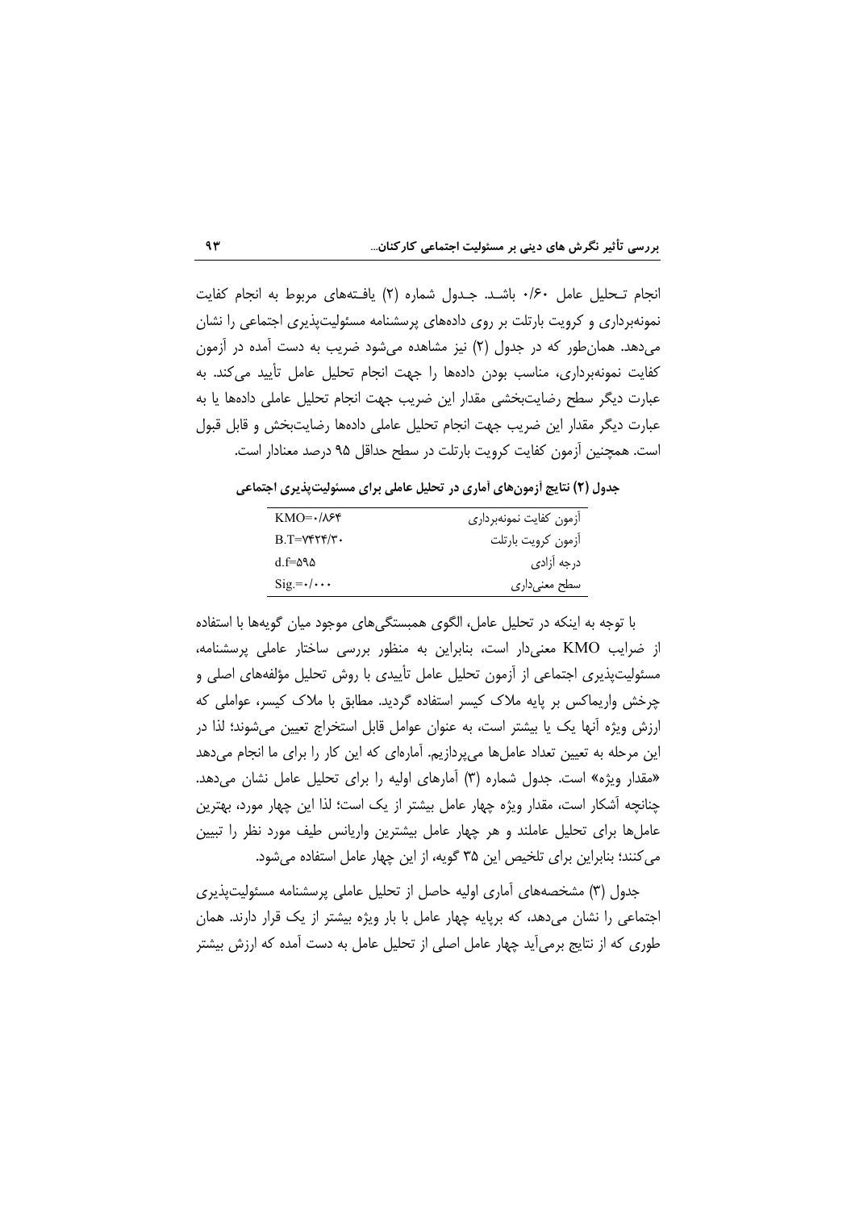انجام تـحلیل عامل ۰/۶۰ باشـد. جـدول شماره (۲) یافـته‌های مربوط به انجام کفایت نمونه‌برداری و کرویت بارتلت بر روی داده‌های پرسشنامه مسئولیت‌پذیری اجتماعی را نشان می‌دهد. همان‌طور که در جدول (۲) نیز مشاهده می‌شود ضریب به دست آمده در آزمون کفایت نمونه‌برداری، مناسب بودن داده‌ها را جهت انجام تحلیل عامل تأیید می‌کند. به عبارت دیگر سطح رضایت‌بخشی مقدار این ضریب جهت انجام تحلیل عاملی داده‌ها یا به عبارت دیگر مقدار این ضریب جهت انجام تحلیل عاملی داده‌ها رضایت‌بخش و قابل قبول است. همچنین آزمون کفایت کرویت بارتلت در سطح حداقل ۹۵ درصد معنادار است.

**جدول (۲) نتایج آزمون‌های آماری در تحلیل عاملی برای مسئولیت‌پذیری اجتماعی**

| | |
|---|---|
| آزمون کفایت نمونه‌برداری | KMO=۰/۸۶۴ |
| آزمون کرویت بارتلت | B.T=۷۴۲۴/۳۰ |
| درجه آزادی | d.f=۵۹۵ |
| سطح معنی‌داری | Sig.=۰/۰۰۰ |

با توجه به اینکه در تحلیل عامل، الگوی همبستگی‌های موجود میان گویه‌ها با استفاده از ضرایب KMO معنی‌دار است، بنابراین به منظور بررسی ساختار عاملی پرسشنامه، مسئولیت‌پذیری اجتماعی از آزمون تحلیل عامل تأییدی با روش تحلیل مؤلفه‌های اصلی و چرخش واریماکس بر پایه ملاک کیسر استفاده گردید. مطابق با ملاک کیسر، عواملی که ارزش ویژه آنها یک یا بیشتر است، به عنوان عوامل قابل استخراج تعیین می‌شوند؛ لذا در این مرحله به تعیین تعداد عامل‌ها می‌پردازیم. آماره‌ای که این کار را برای ما انجام می‌دهد «مقدار ویژه» است. جدول شماره (۳) آمارهای اولیه را برای تحلیل عامل نشان می‌دهد. چنانچه آشکار است، مقدار ویژه چهار عامل بیشتر از یک است؛ لذا این چهار مورد، بهترین عامل‌ها برای تحلیل عاملند و هر چهار عامل بیشترین واریانس طیف مورد نظر را تبیین می‌کنند؛ بنابراین برای تلخیص این ۳۵ گویه، از این چهار عامل استفاده می‌شود.

جدول (۳) مشخصه‌های آماری اولیه حاصل از تحلیل عاملی پرسشنامه مسئولیت‌پذیری اجتماعی را نشان می‌دهد، که برپایه چهار عامل با بار ویژه بیشتر از یک قرار دارند. همان طوری که از نتایج برمی‌آید چهار عامل اصلی از تحلیل عامل به دست آمده که ارزش بیشتر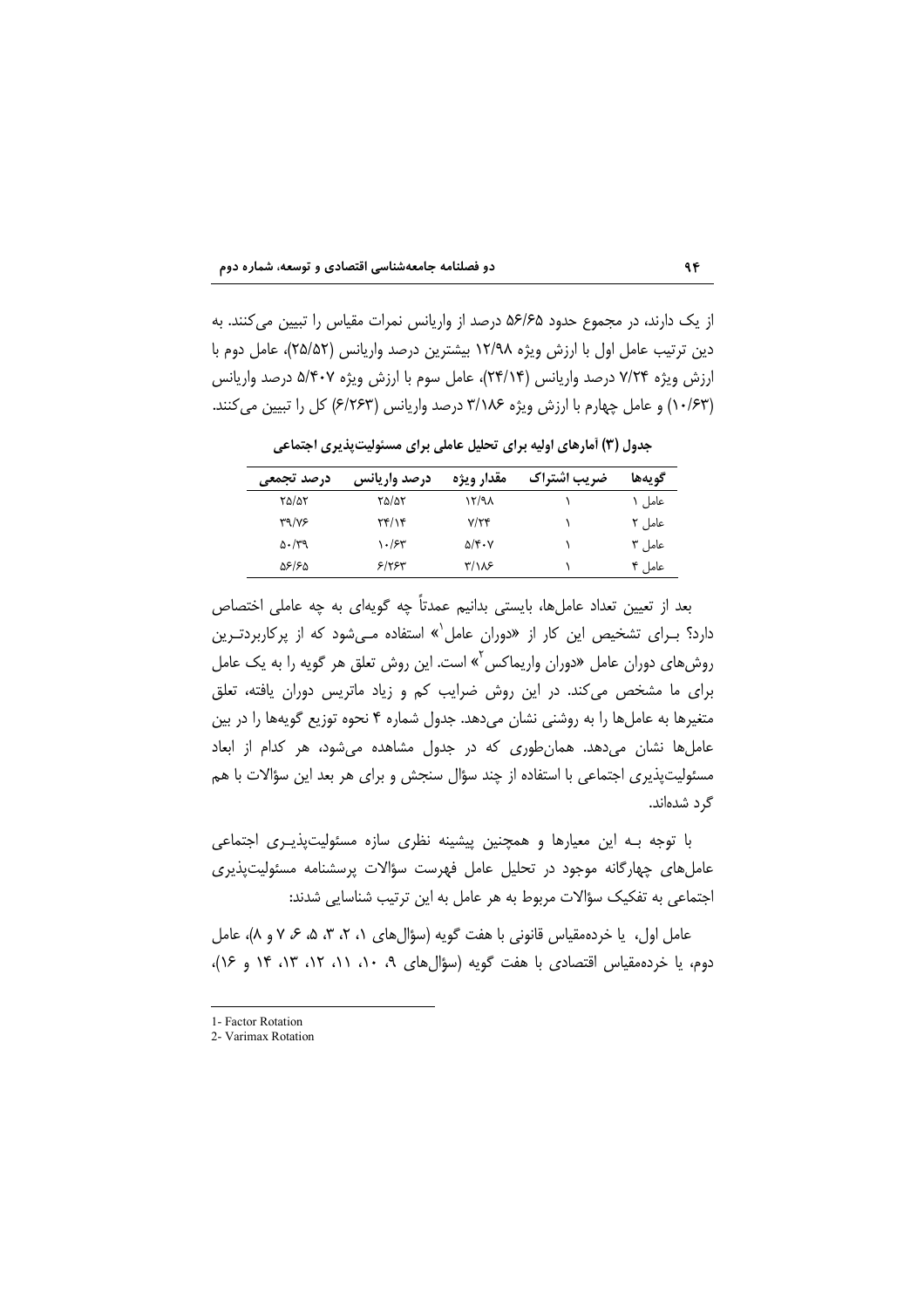از یک دارند، در مجموع حدود ۵۶/۶۵ درصد از واریانس نمرات مقیاس را تبیین می‌کنند. به دین ترتیب عامل اول با ارزش ویژه ۱۲/۹۸ بیشترین درصد واریانس (۲۵/۵۲)، عامل دوم با ارزش ویژه ۷/۲۴ درصد واریانس (۲۴/۱۴)، عامل سوم با ارزش ویژه ۵/۴۰۷ درصد واریانس (۱۰/۶۳) و عامل چهارم با ارزش ویژه ۳/۱۸۶ درصد واریانس (۶/۲۶۳) کل را تبیین می‌کنند.

**جدول (۳) آمارهای اولیه برای تحلیل عاملی برای مسئولیت‌پذیری اجتماعی**

| گویه‌ها | ضریب اشتراک | مقدار ویژه | درصد واریانس | درصد تجمعی |
|---|---|---|---|---|
| عامل ۱ | ۱ | ۱۲/۹۸ | ۲۵/۵۲ | ۲۵/۵۲ |
| عامل ۲ | ۱ | ۷/۲۴ | ۲۴/۱۴ | ۳۹/۷۶ |
| عامل ۳ | ۱ | ۵/۴۰۷ | ۱۰/۶۳ | ۵۰/۳۹ |
| عامل ۴ | ۱ | ۳/۱۸۶ | ۶/۲۶۳ | ۵۶/۶۵ |

بعد از تعیین تعداد عامل‌ها، بایستی بدانیم عمدتاً چه گویه‌ای به چه عاملی اختصاص دارد؟ برای تشخیص این کار از «دوران عامل[1]» استفاده می‌شود که از پرکاربردترین روش‌های دوران عامل «دوران واریماکس[2]» است. این روش تعلق هر گویه را به یک عامل برای ما مشخص می‌کند. در این روش ضرایب کم و زیاد ماتریس دوران یافته، تعلق متغیرها به عامل‌ها را به روشنی نشان می‌دهد. جدول شماره ۴ نحوه توزیع گویه‌ها را در بین عامل‌ها نشان می‌دهد. همان‌طوری که در جدول مشاهده می‌شود، هر کدام از ابعاد مسئولیت‌پذیری اجتماعی با استفاده از چند سؤال سنجش و برای هر بعد این سؤالات با هم گرد شده‌اند.

با توجه به این معیارها و همچنین پیشینه نظری سازه مسئولیت‌پذیری اجتماعی عامل‌های چهارگانه موجود در تحلیل عامل فهرست سؤالات پرسشنامه مسئولیت‌پذیری اجتماعی به تفکیک سؤالات مربوط به هر عامل به این ترتیب شناسایی شدند:

عامل اول، یا خرده‌مقیاس قانونی با هفت گویه (سؤال‌های ۱، ۲، ۳، ۵، ۶، ۷ و ۸)، عامل دوم، یا خرده‌مقیاس اقتصادی با هفت گویه (سؤال‌های ۹، ۱۰، ۱۱، ۱۲، ۱۳، ۱۴ و ۱۶)،

---

1- Factor Rotation

2- Varimax Rotation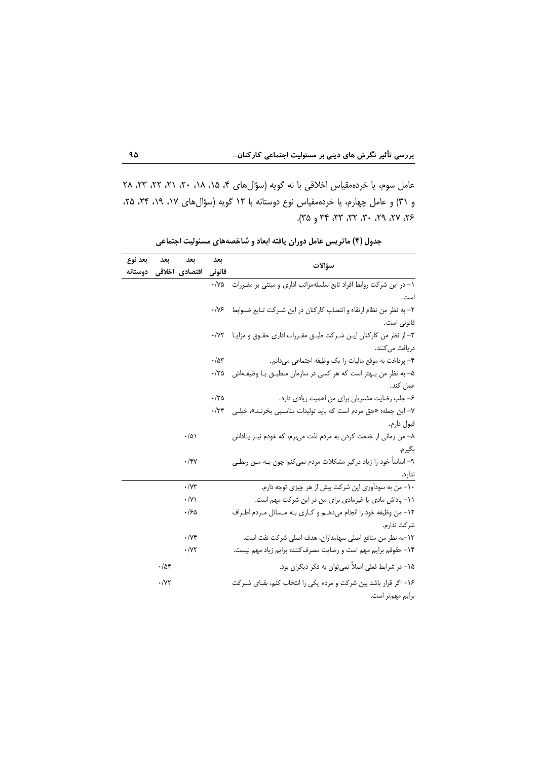عامل سوم، یا خرده‌مقیاس اخلاقی با نه گویه (سؤال‌های ۴، ۱۵، ۱۸، ۲۰، ۲۱، ۲۲، ۲۳، ۲۸ و ۳۱) و عامل چهارم، یا خرده‌مقیاس نوع دوستانه با ۱۲ گویه (سؤال‌های ۱۷، ۱۹، ۲۴، ۲۵، ۲۶، ۲۷، ۲۹، ۳۰، ۳۲، ۳۳، ۳۴ و ۳۵).

**جدول (۴) ماتریس عامل دوران یافته ابعاد و شاخصه‌های مسئولیت اجتماعی**

| سؤالات | بعد قانونی | بعد اقتصادی | بعد اخلاقی | بعد نوع دوستانه |
|---|---|---|---|---|
| ۱- در این شرکت روابط افراد تابع سلسله‌مراتب اداری و مبتنی بر مقررات است. | ۰/۷۵ | | | |
| ۲- به نظر من نظام ارتقاء و انتصاب کارکنان در این شرکت تابع ضوابط قانونی است. | ۰/۷۶ | | | |
| ۳- از نظر من کارکنان این شرکت طبق مقررات اداری حقوق و مزایا دریافت می‌کنند. | ۰/۷۲ | | | |
| ۴- پرداخت به موقع مالیات را یک وظیفه اجتماعی می‌دانم. | ۰/۵۳ | | | |
| ۵- به نظر من بهتر است که هر کسی در سازمان منطبق با وظیفه‌اش عمل کند. | ۰/۳۵ | | | |
| ۶- جلب رضایت مشتریان برای من اهمیت زیادی دارد. | ۰/۳۵ | | | |
| ۷- این جمله: «حق مردم است که باید تولیدات مناسبی بخرند»، خیلی قبول دارم. | ۰/۳۴ | | | |
| ۸- من زمانی از خدمت کردن به مردم لذت می‌برم، که خودم نیز پاداش بگیرم. | | ۰/۵۱ | | |
| ۹- اساساً خود را زیاد درگیر مشکلات مردم نمی‌کنم چون به من ربطی ندارد. | | ۰/۴۷ | | |
| ۱۰- من به سودآوری این شرکت بیش از هر چیزی توجه دارم. | | ۰/۷۳ | | |
| ۱۱- پاداش مادی یا غیرمادی برای من در این شرکت مهم است. | | ۰/۷۱ | | |
| ۱۲- من وظیفه خود را انجام می‌دهم و کاری به مسائل مردم اطراف شرکت ندارم. | | ۰/۶۵ | | |
| ۱۳-به نظر من منافع اصلی سهامداران، هدف اصلی شرکت نفت است. | | ۰/۷۴ | | |
| ۱۴- حقوقم برایم مهم است و رضایت مصرف‌کننده برایم زیاد مهم نیست. | | ۰/۷۲ | | |
| ۱۵- در شرایط فعلی اصلاً نمی‌توان به فکر دیگران بود. | | | ۰/۵۴ | |
| ۱۶- اگر قرار باشد بین شرکت و مردم یکی را انتخاب کنم، بقای شرکت برایم مهم‌تر است. | | | ۰/۷۲ | |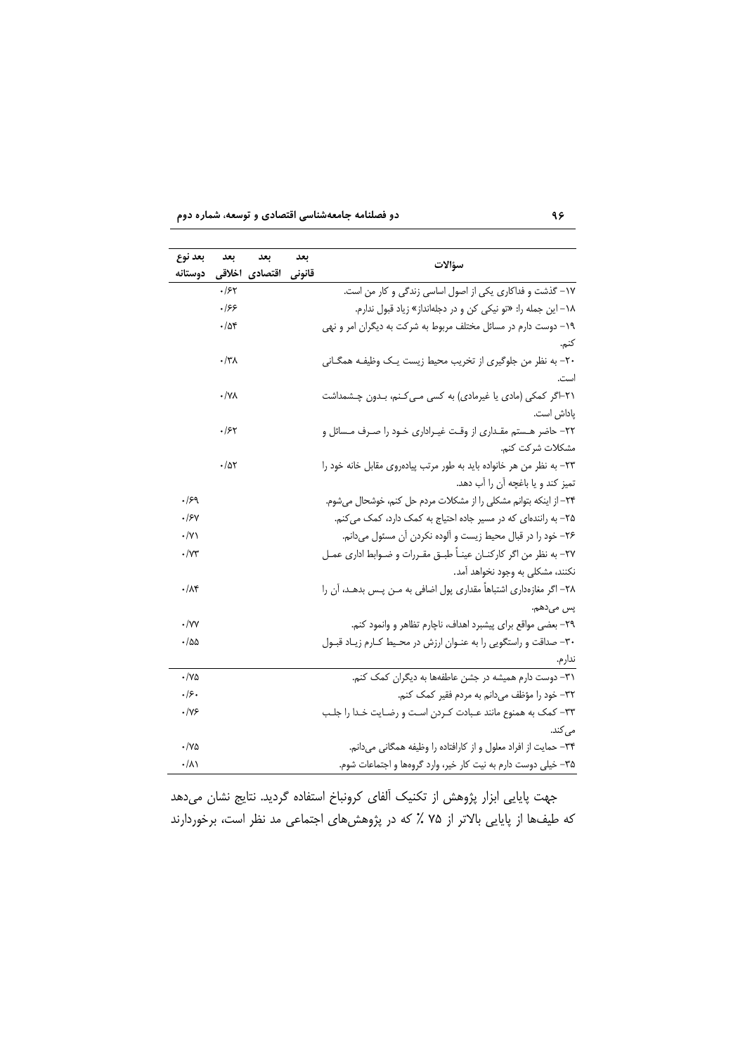| سؤالات | بعد قانونی | بعد اقتصادی | بعد اخلاقی | بعد نوع دوستانه |
|---|---|---|---|---|
| ۱۷- گذشت و فداکاری یکی از اصول اساسی زندگی و کار من است. | | | ۰/۶۲ | |
| ۱۸- این جمله را: «تو نیکی کن و در دجله‌انداز» زیاد قبول ندارم. | | | ۰/۶۶ | |
| ۱۹- دوست دارم در مسائل مختلف مربوط به شرکت به دیگران امر و نهی کنم. | | | ۰/۵۴ | |
| ۲۰- به نظر من جلوگیری از تخریب محیط زیست یک وظیفه همگانی است. | | | ۰/۳۸ | |
| ۲۱-اگر کمکی (مادی یا غیرمادی) به کسی می‌کنم، بدون چشمداشت پاداش است. | | | ۰/۷۸ | |
| ۲۲- حاضر هستم مقداری از وقت غیراداری خود را صرف مسائل و مشکلات شرکت کنم. | | | ۰/۶۲ | |
| ۲۳- به نظر من هر خانواده باید به طور مرتب پیاده‌روی مقابل خانه خود را تمیز کند و یا باغچه آن را آب دهد. | | | ۰/۵۲ | |
| ۲۴- از اینکه بتوانم مشکلی را از مشکلات مردم حل کنم، خوشحال می‌شوم. | | | | ۰/۶۹ |
| ۲۵- به راننده‌ای که در مسیر جاده احتیاج به کمک دارد، کمک می‌کنم. | | | | ۰/۶۷ |
| ۲۶- خود را در قبال محیط زیست و آلوده نکردن آن مسئول می‌دانم. | | | | ۰/۷۱ |
| ۲۷- به نظر من اگر کارکنان عیناً طبق مقررات و ضوابط اداری عمل نکنند، مشکلی به وجود نخواهد آمد. | | | | ۰/۷۳ |
| ۲۸- اگر مغازه‌داری اشتباهاً مقداری پول اضافی به من پس بدهد، آن را پس می‌دهم. | | | | ۰/۸۴ |
| ۲۹- بعضی مواقع برای پیشبرد اهداف، ناچارم تظاهر و وانمود کنم. | | | | ۰/۷۷ |
| ۳۰- صداقت و راستگویی را به عنوان ارزش در محیط کارم زیاد قبول ندارم. | | | | ۰/۵۵ |
| ۳۱- دوست دارم همیشه در جشن عاطفه‌ها به دیگران کمک کنم. | | | | ۰/۷۵ |
| ۳۲- خود را مؤظف می‌دانم به مردم فقیر کمک کنم. | | | | ۰/۶۰ |
| ۳۳- کمک به همنوع مانند عبادت کردن است و رضایت خدا را جلب می‌کند. | | | | ۰/۷۶ |
| ۳۴- حمایت از افراد معلول و از کارافتاده را وظیفه همگانی می‌دانم. | | | | ۰/۷۵ |
| ۳۵- خیلی دوست دارم به نیت کار خیر، وارد گروهها و اجتماعات شوم. | | | | ۰/۸۱ |

جهت پایایی ابزار پژوهش از تکنیک آلفای کرونباخ استفاده گردید. نتایج نشان می‌دهد که طیف‌ها از پایایی بالاتر از ۷۵ ٪ که در پژوهش‌های اجتماعی مد نظر است، برخوردارند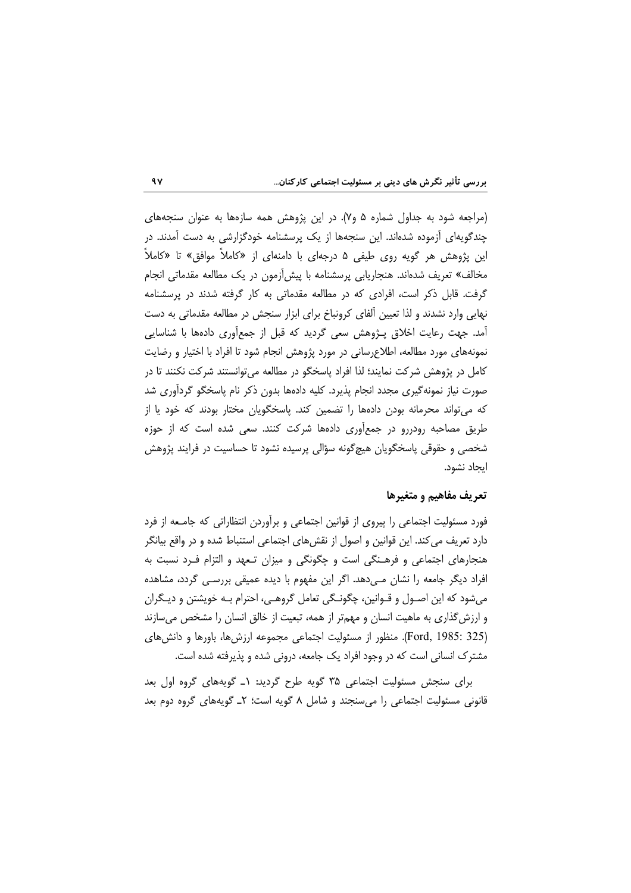(مراجعه شود به جداول شماره ۵ و۷). در این پژوهش همه سازه‌ها به عنوان سنجه‌های چندگویه‌ای آزموده شده‌اند. این سنجه‌ها از یک پرسشنامه خودگزارشی به دست آمدند. در این پژوهش هر گویه روی طیفی ۵ درجه‌ای با دامنه‌ای از «کاملاً موافق» تا «کاملاً مخالف» تعریف شده‌اند. هنجاریابی پرسشنامه با پیش‌آزمون در یک مطالعه مقدماتی انجام گرفت. قابل ذکر است، افرادی که در مطالعه مقدماتی به کار گرفته شدند در پرسشنامه نهایی وارد نشدند و لذا تعیین آلفای کرونباخ برای ابزار سنجش در مطالعه مقدماتی به دست آمد. جهت رعایت اخلاق پـژوهش سعی گردید که قبل از جمع‌آوری داده‌ها با شناسایی نمونه‌های مورد مطالعه، اطلاع‌رسانی در مورد پژوهش انجام شود تا افراد با اختیار و رضایت کامل در پژوهش شرکت نمایند؛ لذا افراد پاسخگو در مطالعه می‌توانستند شرکت نکنند تا در صورت نیاز نمونه‌گیری مجدد انجام پذیرد. کلیه داده‌ها بدون ذکر نام پاسخگو گردآوری شد که می‌تواند محرمانه بودن داده‌ها را تضمین کند. پاسخگویان مختار بودند که خود یا از طریق مصاحبه رودررو در جمع‌آوری داده‌ها شرکت کنند. سعی شده است که از حوزه شخصی و حقوقی پاسخگویان هیچ‌گونه سؤالی پرسیده نشود تا حساسیت در فرایند پژوهش ایجاد نشود.

## تعریف مفاهیم و متغیرها

فورد مسئولیت اجتماعی را پیروی از قوانین اجتماعی و برآوردن انتظاراتی که جامـعه از فرد دارد تعریف می‌کند. این قوانین و اصول از نقش‌های اجتماعی استنباط شده و در واقع بیانگر هنجارهای اجتماعی و فرهـنگی است و چگونگی و میزان تـعهد و التزام فـرد نسبت به افراد دیگر جامعه را نشان مـی‌دهد. اگر این مفهوم با دیده عمیقی بررسـی گردد، مشاهده می‌شود که این اصـول و قـوانین، چگونـگی تعامل گروهـی، احترام بـه خویشتن و دیـگران و ارزش‌گذاری به ماهیت انسان و مهم‌تر از همه، تبعیت از خالق انسان را مشخص می‌سازند (Ford, 1985: 325). منظور از مسئولیت اجتماعی مجموعه ارزش‌ها، باورها و دانش‌های مشترک انسانی است که در وجود افراد یک جامعه، درونی شده و پذیرفته شده است.

برای سنجش مسئولیت اجتماعی ۳۵ گویه طرح گردید: ۱ـ گویه‌های گروه اول بعد قانونی مسئولیت اجتماعی را می‌سنجند و شامل ۸ گویه است؛ ۲ـ گویه‌های گروه دوم بعد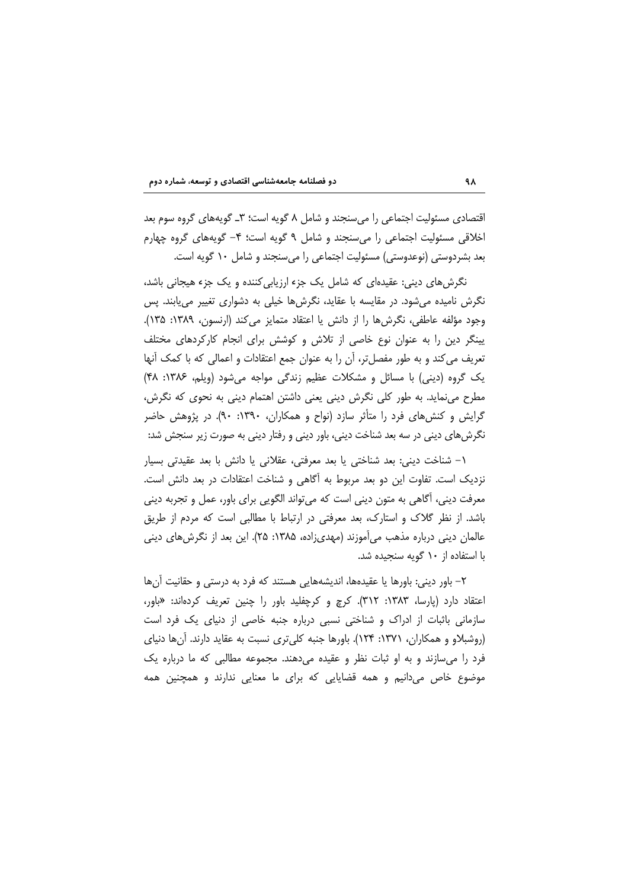اقتصادی مسئولیت اجتماعی را می‌سنجند و شامل ۸ گویه است؛ ۳ـ گویه‌های گروه سوم بعد اخلاقی مسئولیت اجتماعی را می‌سنجند و شامل ۹ گویه است؛ ۴- گویه‌های گروه چهارم بعد بشردوستی (نوعدوستی) مسئولیت اجتماعی را می‌سنجند و شامل ۱۰ گویه است.

نگرش‌های دینی: عقیده‌ای که شامل یک جزء ارزیابی‌کننده و یک جزء هیجانی باشد، نگرش نامیده می‌شود. در مقایسه با عقاید، نگرش‌ها خیلی به دشواری تغییر می‌یابند. پس وجود مؤلفه عاطفی، نگرش‌ها را از دانش یا اعتقاد متمایز می‌کند (ارنسون، ۱۳۸۹: ۱۳۵). ینگر دین را به عنوان نوع خاصی از تلاش و کوشش برای انجام کارکردهای مختلف تعریف می‌کند و به طور مفصل‌تر، آن را به عنوان جمع اعتقادات و اعمالی که با کمک آنها یک گروه (دینی) با مسائل و مشکلات عظیم زندگی مواجه می‌شود (ویلم، ۱۳۸۶: ۴۸) مطرح می‌نماید. به طور کلی نگرش دینی یعنی داشتن اهتمام دینی به نحوی که نگرش، گرایش و کنش‌های فرد را متأثر سازد (نواح و همکاران، ۱۳۹۰: ۹۰). در پژوهش حاضر نگرش‌های دینی در سه بعد شناخت دینی، باور دینی و رفتار دینی به صورت زیر سنجش شد:

۱- شناخت دینی: بعد شناختی یا بعد معرفتی، عقلانی یا دانش با بعد عقیدتی بسیار نزدیک است. تفاوت این دو بعد مربوط به آگاهی و شناخت اعتقادات در بعد دانش است. معرفت دینی، آگاهی به متون دینی است که می‌تواند الگویی برای باور، عمل و تجربه دینی باشد. از نظر گلاک و استارک، بعد معرفتی در ارتباط با مطالبی است که مردم از طریق عالمان دینی درباره مذهب می‌آموزند (مهدی‌زاده، ۱۳۸۵: ۲۵). این بعد از نگرش‌های دینی با استفاده از ۱۰ گویه سنجیده شد.

۲- باور دینی: باورها یا عقیده‌ها، اندیشه‌هایی هستند که فرد به درستی و حقانیت آن‌ها اعتقاد دارد (پارسا، ۱۳۸۳: ۳۱۲). کرچ و کرچفلید باور را چنین تعریف کرده‌اند: «باور، سازمانی باثبات از ادراک و شناختی نسبی درباره جنبه خاصی از دنیای یک فرد است (روشبلاو و همکاران، ۱۳۷۱: ۱۲۴). باورها جنبه کلی‌تری نسبت به عقاید دارند. آن‌ها دنیای فرد را می‌سازند و به او ثبات نظر و عقیده می‌دهند. مجموعه مطالبی که ما درباره یک موضوع خاص می‌دانیم و همه قضایایی که برای ما معنایی ندارند و همچنین همه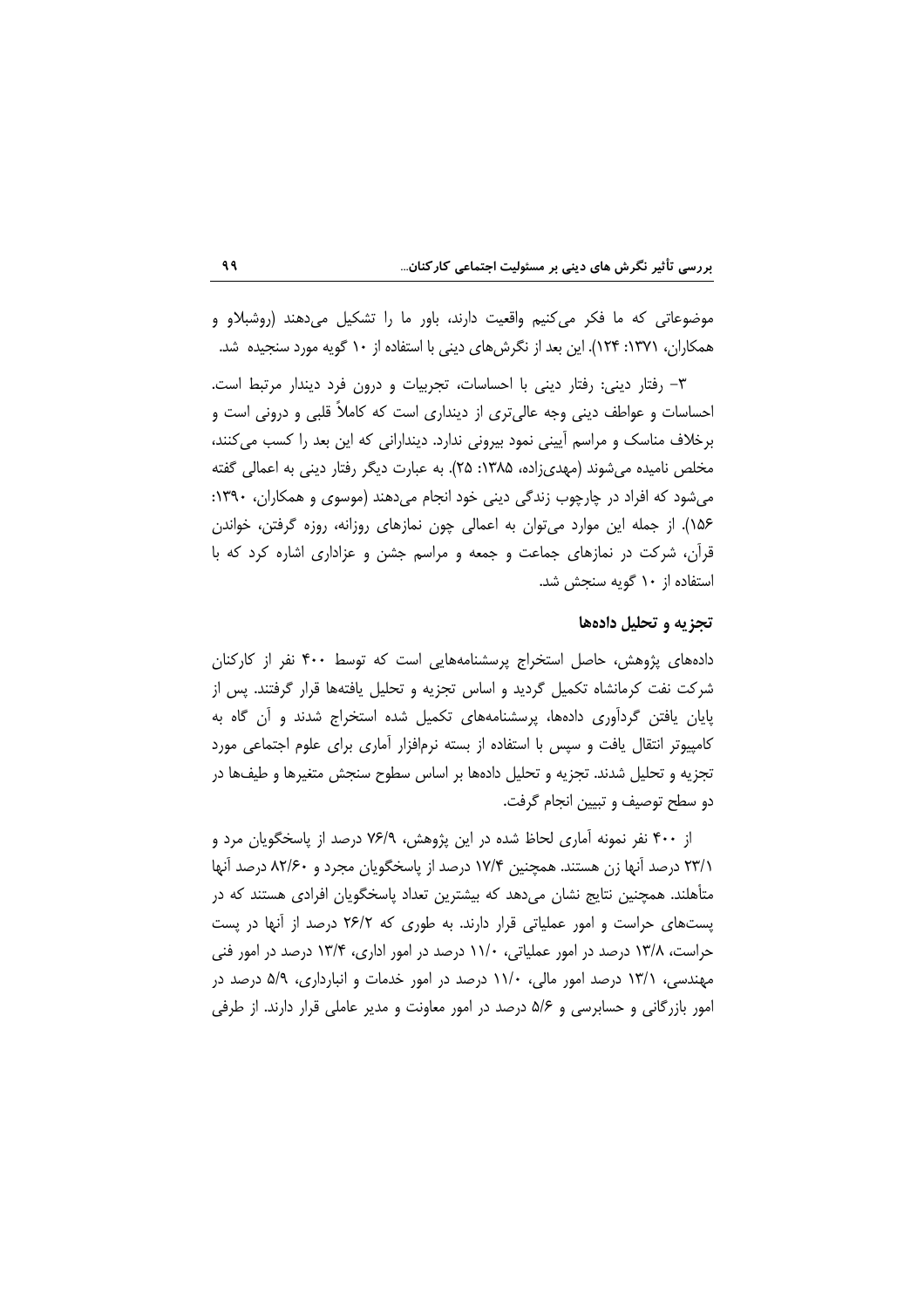موضوعاتی که ما فکر می‌کنیم واقعیت دارند، باور ما را تشکیل می‌دهند (روشبلاو و همکاران، ۱۳۷۱: ۱۲۴). این بعد از نگرش‌های دینی با استفاده از ۱۰ گویه مورد سنجیده شد.

۳- رفتار دینی: رفتار دینی با احساسات، تجربیات و درون فرد دیندار مرتبط است. احساسات و عواطف دینی وجه عالی‌تری از دینداری است که کاملاً قلبی و درونی است و برخلاف مناسک و مراسم آیینی نمود بیرونی ندارد. دیندارانی که این بعد را کسب می‌کنند، مخلص نامیده می‌شوند (مهدی‌زاده، ۱۳۸۵: ۲۵). به عبارت دیگر رفتار دینی به اعمالی گفته می‌شود که افراد در چارچوب زندگی دینی خود انجام می‌دهند (موسوی و همکاران، ۱۳۹۰: ۱۵۶). از جمله این موارد می‌توان به اعمالی چون نمازهای روزانه، روزه گرفتن، خواندن قرآن، شرکت در نمازهای جماعت و جمعه و مراسم جشن و عزاداری اشاره کرد که با استفاده از ۱۰ گویه سنجش شد.

## تجزیه و تحلیل داده‌ها

داده‌های پژوهش، حاصل استخراج پرسشنامه‌هایی است که توسط ۴۰۰ نفر از کارکنان شرکت نفت کرمانشاه تکمیل گردید و اساس تجزیه و تحلیل یافته‌ها قرار گرفتند. پس از پایان یافتن گردآوری داده‌ها، پرسشنامه‌های تکمیل شده استخراج شدند و آن گاه به کامپیوتر انتقال یافت و سپس با استفاده از بسته نرم‌افزار آماری برای علوم اجتماعی مورد تجزیه و تحلیل شدند. تجزیه و تحلیل داده‌ها بر اساس سطوح سنجش متغیرها و طیف‌ها در دو سطح توصیف و تبیین انجام گرفت.

از ۴۰۰ نفر نمونه آماری لحاظ شده در این پژوهش، ۷۶/۹ درصد از پاسخگویان مرد و ۲۳/۱ درصد آنها زن هستند. همچنین ۱۷/۴ درصد از پاسخگویان مجرد و ۸۲/۶۰ درصد آنها متأهلند. همچنین نتایج نشان می‌دهد که بیشترین تعداد پاسخگویان افرادی هستند که در پست‌های حراست و امور عملیاتی قرار دارند. به طوری که ۲۶/۲ درصد از آنها در پست حراست، ۱۳/۸ درصد در امور عملیاتی، ۱۱/۰ درصد در امور اداری، ۱۳/۴ درصد در امور فنی مهندسی، ۱۳/۱ درصد امور مالی، ۱۱/۰ درصد در امور خدمات و انبارداری، ۵/۹ درصد در امور بازرگانی و حسابرسی و ۵/۶ درصد در امور معاونت و مدیر عاملی قرار دارند. از طرفی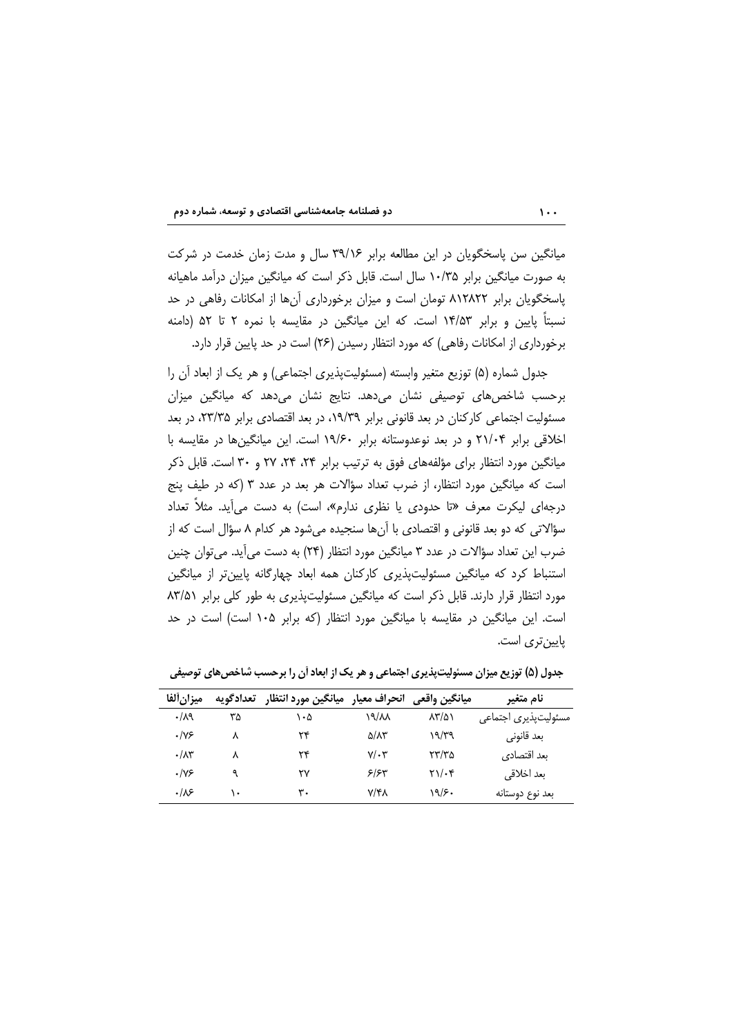میانگین سن پاسخگویان در این مطالعه برابر ۳۹/۱۶ سال و مدت زمان خدمت در شرکت به صورت میانگین برابر ۱۰/۳۵ سال است. قابل ذکر است که میانگین میزان درآمد ماهیانه پاسخگویان برابر ۸۱۲۸۲۲ تومان است و میزان برخورداری آن‌ها از امکانات رفاهی در حد نسبتاً پایین و برابر ۱۴/۵۳ است. که این میانگین در مقایسه با نمره ۲ تا ۵۲ (دامنه برخورداری از امکانات رفاهی) که مورد انتظار رسیدن (۲۶) است در حد پایین قرار دارد.

جدول شماره (۵) توزیع متغیر وابسته (مسئولیت‌پذیری اجتماعی) و هر یک از ابعاد آن را برحسب شاخص‌های توصیفی نشان می‌دهد. نتایج نشان می‌دهد که میانگین میزان مسئولیت اجتماعی کارکنان در بعد قانونی برابر ۱۹/۳۹، در بعد اقتصادی برابر ۲۳/۳۵، در بعد اخلاقی برابر ۲۱/۰۴ و در بعد نوعدوستانه برابر ۱۹/۶۰ است. این میانگین‌ها در مقایسه با میانگین مورد انتظار برای مؤلفه‌های فوق به ترتیب برابر ۲۴، ۲۴، ۲۷ و ۳۰ است. قابل ذکر است که میانگین مورد انتظار، از ضرب تعداد سؤالات هر بعد در عدد ۳ (که در طیف پنج درجه‌ای لیکرت معرف «تا حدودی یا نظری ندارم»، است) به دست می‌آید. مثلاً تعداد سؤالاتی که دو بعد قانونی و اقتصادی با آن‌ها سنجیده می‌شود هر کدام ۸ سؤال است که از ضرب این تعداد سؤالات در عدد ۳ میانگین مورد انتظار (۲۴) به دست می‌آید. می‌توان چنین استنباط کرد که میانگین مسئولیت‌پذیری کارکنان همه ابعاد چهارگانه پایین‌تر از میانگین مورد انتظار قرار دارند. قابل ذکر است که میانگین مسئولیت‌پذیری به طور کلی برابر ۸۳/۵۱ است. این میانگین در مقایسه با میانگین مورد انتظار (که برابر ۱۰۵ است) در حد پایین‌تری است.

**جدول (۵) توزیع میزان مسئولیت‌پذیری اجتماعی و هر یک از ابعاد آن را برحسب شاخص‌های توصیفی**

| نام متغیر | میانگین واقعی | انحراف معیار | میانگین مورد انتظار | تعدادگویه | میزان‌آلفا |
|---|---|---|---|---|---|
| مسئولیت‌پذیری اجتماعی | ۸۳/۵۱ | ۱۹/۸۸ | ۱۰۵ | ۳۵ | ۰/۸۹ |
| بعد قانونی | ۱۹/۳۹ | ۵/۸۳ | ۲۴ | ۸ | ۰/۷۶ |
| بعد اقتصادی | ۲۳/۳۵ | ۷/۰۳ | ۲۴ | ۸ | ۰/۸۳ |
| بعد اخلاقی | ۲۱/۰۴ | ۶/۶۳ | ۲۷ | ۹ | ۰/۷۶ |
| بعد نوع دوستانه | ۱۹/۶۰ | ۷/۴۸ | ۳۰ | ۱۰ | ۰/۸۶ |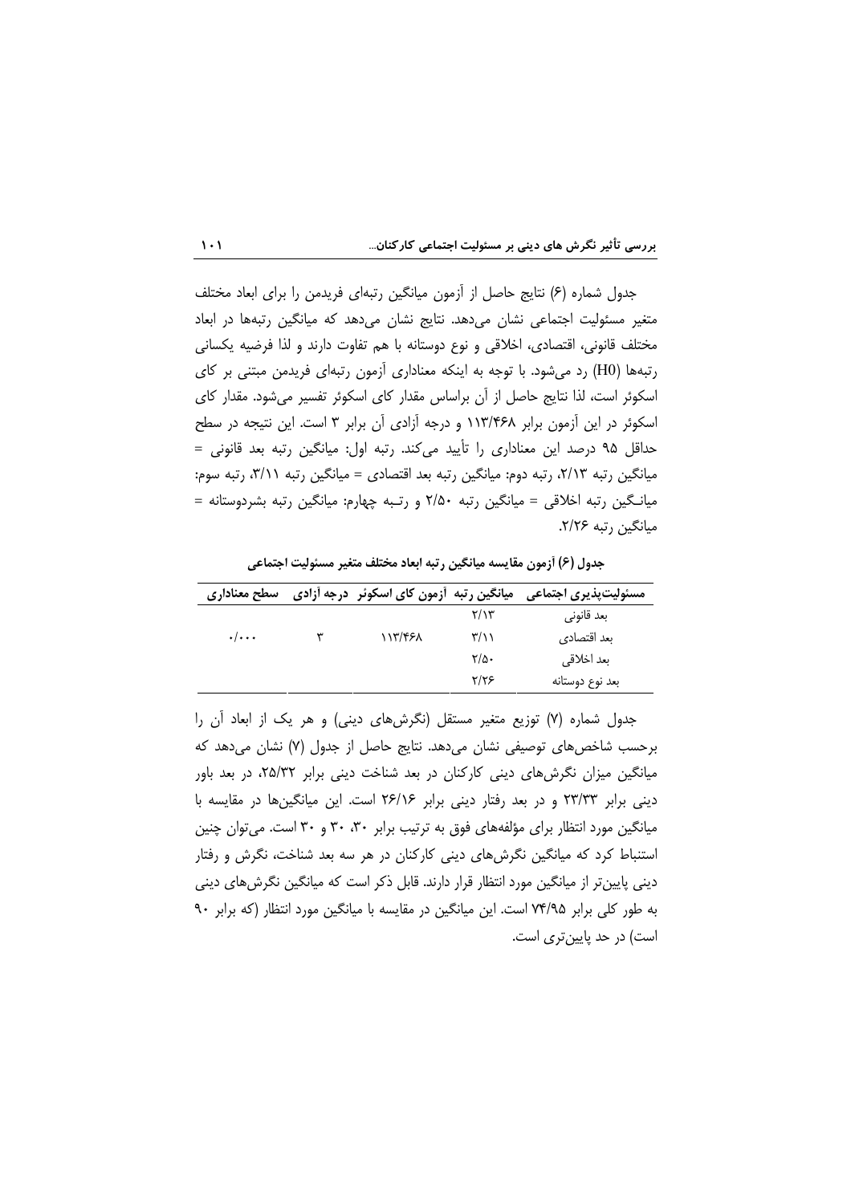جدول شماره (۶) نتایج حاصل از آزمون میانگین رتبه‌ای فریدمن را برای ابعاد مختلف متغیر مسئولیت اجتماعی نشان می‌دهد. نتایج نشان می‌دهد که میانگین رتبه‌ها در ابعاد مختلف قانونی، اقتصادی، اخلاقی و نوع دوستانه با هم تفاوت دارند و لذا فرضیه یکسانی رتبه‌ها (H0) رد می‌شود. با توجه به اینکه معناداری آزمون رتبه‌ای فریدمن مبتنی بر کای اسکوئر است، لذا نتایج حاصل از آن براساس مقدار کای اسکوئر تفسیر می‌شود. مقدار کای اسکوئر در این آزمون برابر ۱۱۳/۴۶۸ و درجه آزادی آن برابر ۳ است. این نتیجه در سطح حداقل ۹۵ درصد این معناداری را تأیید می‌کند. رتبه اول: میانگین رتبه بعد قانونی = میانگین رتبه ۲/۱۳، رتبه دوم: میانگین رتبه بعد اقتصادی = میانگین رتبه ۳/۱۱، رتبه سوم: میانگین رتبه اخلاقی = میانگین رتبه ۲/۵۰ و رتبه چهارم: میانگین رتبه بشردوستانه = میانگین رتبه ۲/۲۶.

**جدول (۶) آزمون مقایسه میانگین رتبه ابعاد مختلف متغیر مسئولیت اجتماعی**

| مسئولیت‌پذیری اجتماعی | میانگین رتبه | آزمون کای اسکوئر | درجه آزادی | سطح معناداری |
|---|---|---|---|---|
| بعد قانونی | ۲/۱۳ | | | |
| بعد اقتصادی | ۳/۱۱ | ۱۱۳/۴۶۸ | ۳ | ۰/۰۰۰ |
| بعد اخلاقی | ۲/۵۰ | | | |
| بعد نوع دوستانه | ۲/۲۶ | | | |

جدول شماره (۷) توزیع متغیر مستقل (نگرش‌های دینی) و هر یک از ابعاد آن را برحسب شاخص‌های توصیفی نشان می‌دهد. نتایج حاصل از جدول (۷) نشان می‌دهد که میانگین میزان نگرش‌های دینی کارکنان در بعد شناخت دینی برابر ۲۵/۳۲، در بعد باور دینی برابر ۲۳/۳۳ و در بعد رفتار دینی برابر ۲۶/۱۶ است. این میانگین‌ها در مقایسه با میانگین مورد انتظار برای مؤلفه‌های فوق به ترتیب برابر ۳۰، ۳۰ و ۳۰ است. می‌توان چنین استنباط کرد که میانگین نگرش‌های دینی کارکنان در هر سه بعد شناخت، نگرش و رفتار دینی پایین‌تر از میانگین مورد انتظار قرار دارند. قابل ذکر است که میانگین نگرش‌های دینی به طور کلی برابر ۷۴/۹۵ است. این میانگین در مقایسه با میانگین مورد انتظار (که برابر ۹۰ است) در حد پایین‌تری است.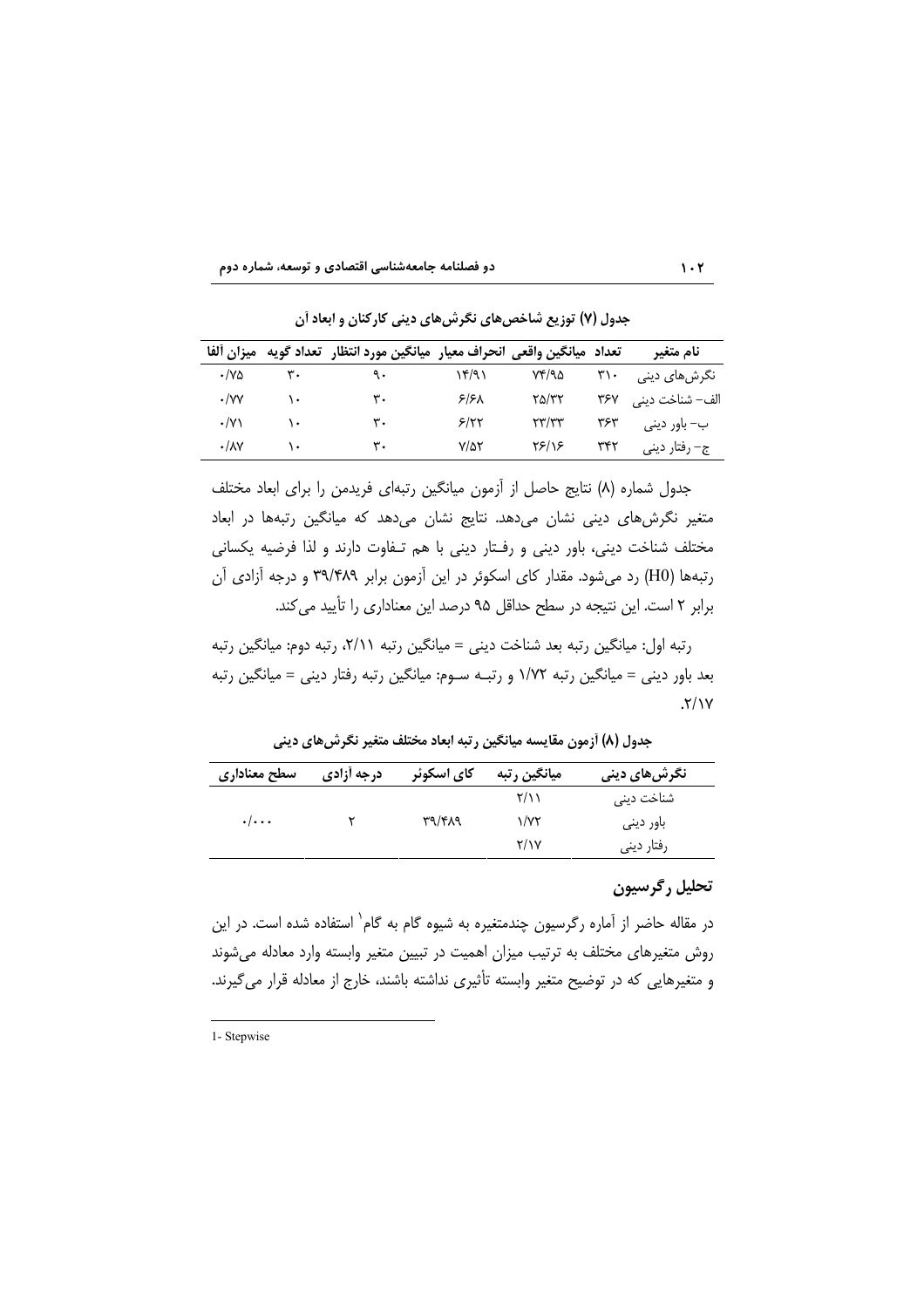**جدول (۷) توزیع شاخص‌های نگرش‌های دینی کارکنان و ابعاد آن**

| نام متغیر | تعداد | میانگین واقعی | انحراف معیار | میانگین مورد انتظار | تعداد گویه | میزان آلفا |
|---|---|---|---|---|---|---|
| نگرش‌های دینی | ۳۱۰ | ۷۴/۹۵ | ۱۴/۹۱ | ۹۰ | ۳۰ | ۰/۷۵ |
| الف- شناخت دینی | ۳۶۷ | ۲۵/۳۲ | ۶/۶۸ | ۳۰ | ۱۰ | ۰/۷۷ |
| ب- باور دینی | ۳۶۳ | ۲۳/۳۳ | ۶/۲۲ | ۳۰ | ۱۰ | ۰/۷۱ |
| ج- رفتار دینی | ۳۴۲ | ۲۶/۱۶ | ۷/۵۲ | ۳۰ | ۱۰ | ۰/۸۷ |

جدول شماره (۸) نتایج حاصل از آزمون میانگین رتبه‌ای فریدمن را برای ابعاد مختلف متغیر نگرش‌های دینی نشان می‌دهد. نتایج نشان می‌دهد که میانگین رتبه‌ها در ابعاد مختلف شناخت دینی، باور دینی و رفتار دینی با هم تفاوت دارند و لذا فرضیه یکسانی رتبه‌ها (H0) رد می‌شود. مقدار کای اسکوئر در این آزمون برابر ۳۹/۴۸۹ و درجه آزادی آن برابر ۲ است. این نتیجه در سطح حداقل ۹۵ درصد این معناداری را تأیید می‌کند.

رتبه اول: میانگین رتبه بعد شناخت دینی = میانگین رتبه ۲/۱۱، رتبه دوم: میانگین رتبه بعد باور دینی = میانگین رتبه ۱/۷۲ و رتبه سوم: میانگین رتبه رفتار دینی = میانگین رتبه ۲/۱۷.

**جدول (۸) آزمون مقایسه میانگین رتبه ابعاد مختلف متغیر نگرش‌های دینی**

| نگرش‌های دینی | میانگین رتبه | کای اسکوئر | درجه آزادی | سطح معناداری |
|---|---|---|---|---|
| شناخت دینی | ۲/۱۱ | | | |
| باور دینی | ۱/۷۲ | ۳۹/۴۸۹ | ۲ | ۰/۰۰۰ |
| رفتار دینی | ۲/۱۷ | | | |

## تحلیل رگرسیون

در مقاله حاضر از آماره رگرسیون چندمتغیره به شیوه گام به گام[1] استفاده شده است. در این روش متغیرهای مختلف به ترتیب میزان اهمیت در تبیین متغیر وابسته وارد معادله می‌شوند و متغیرهایی که در توضیح متغیر وابسته تأثیری نداشته باشند، خارج از معادله قرار می‌گیرند.

---

1- Stepwise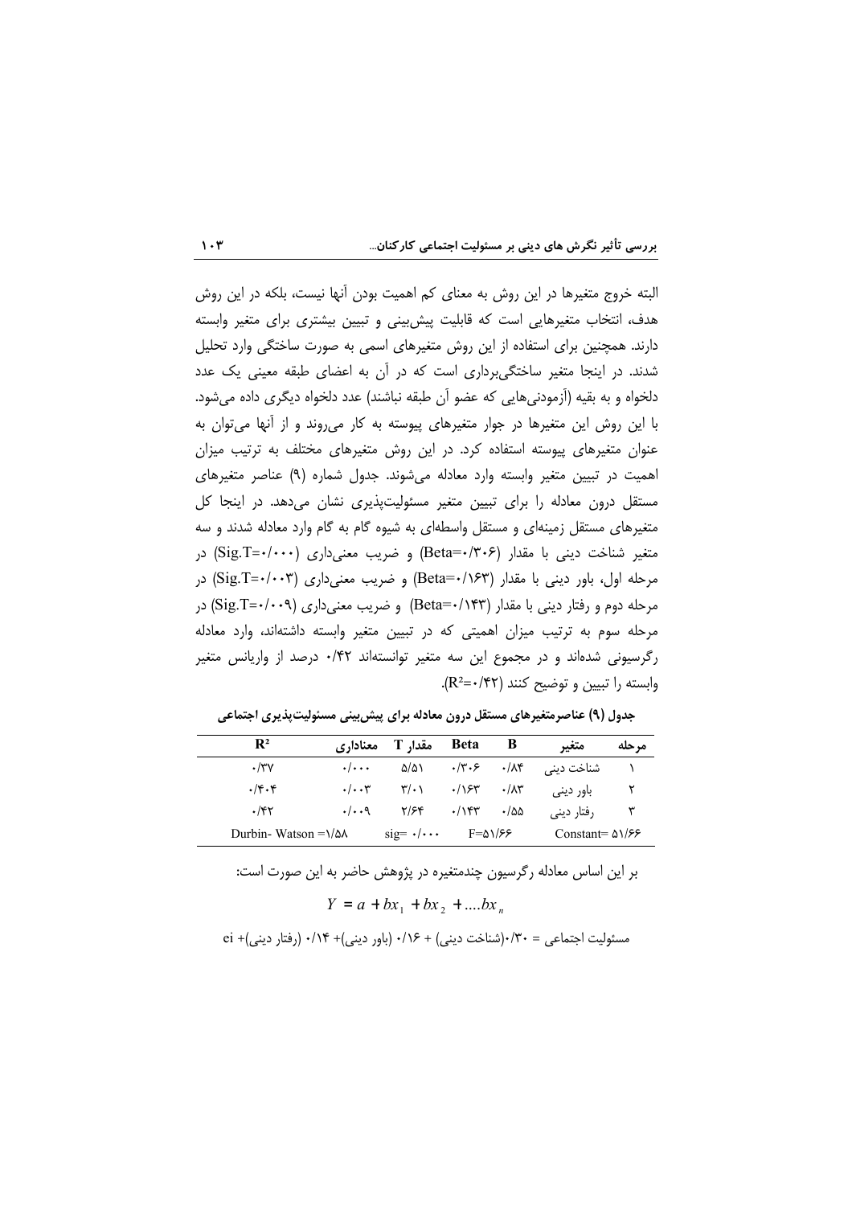البته خروج متغیرها در این روش به معنای کم اهمیت بودن آنها نیست، بلکه در این روش هدف، انتخاب متغیرهایی است که قابلیت پیش‌بینی و تبیین بیشتری برای متغیر وابسته دارند. همچنین برای استفاده از این روش متغیرهای اسمی به صورت ساختگی وارد تحلیل شدند. در اینجا متغیر ساختگی‌برداری است که در آن به اعضای طبقه معینی یک عدد دلخواه و به بقیه (آزمودنی‌هایی که عضو آن طبقه نباشند) عدد دلخواه دیگری داده می‌شود. با این روش این متغیرها در جوار متغیرهای پیوسته به کار می‌روند و از آنها می‌توان به عنوان متغیرهای پیوسته استفاده کرد. در این روش متغیرهای مختلف به ترتیب میزان اهمیت در تبیین متغیر وابسته وارد معادله می‌شوند. جدول شماره (۹) عناصر متغیرهای مستقل درون معادله را برای تبیین متغیر مسئولیت‌پذیری نشان می‌دهد. در اینجا کل متغیرهای مستقل زمینه‌ای و مستقل واسطه‌ای به شیوه گام به گام وارد معادله شدند و سه متغیر شناخت دینی با مقدار (Beta=۰/۳۰۶) و ضریب معنی‌داری (Sig.T=۰/۰۰۰) در مرحله اول، باور دینی با مقدار (Beta=۰/۱۶۳) و ضریب معنی‌داری (Sig.T=۰/۰۰۳) در مرحله دوم و رفتار دینی با مقدار (Beta=۰/۱۴۳) و ضریب معنی‌داری (Sig.T=۰/۰۰۹) در مرحله سوم به ترتیب میزان اهمیتی که در تبیین متغیر وابسته داشته‌اند، وارد معادله رگرسیونی شده‌اند و در مجموع این سه متغیر توانسته‌اند ۰/۴۲ درصد از واریانس متغیر وابسته را تبیین و توضیح کنند ($R^2$=۰/۴۲).

**جدول (۹) عناصرمتغیرهای مستقل درون معادله برای پیش‌بینی مسئولیت‌پذیری اجتماعی**

| مرحله | متغیر | B | Beta | مقدار T | معناداری | $R^2$ |
|---|---|---|---|---|---|---|
| ۱ | شناخت دینی | ۰/۸۴ | ۰/۳۰۶ | ۵/۵۱ | ۰/۰۰۰ | ۰/۳۷ |
| ۲ | باور دینی | ۰/۸۳ | ۰/۱۶۳ | ۳/۰۱ | ۰/۰۰۳ | ۰/۴۰۴ |
| ۳ | رفتار دینی | ۰/۵۵ | ۰/۱۴۳ | ۲/۶۴ | ۰/۰۰۹ | ۰/۴۲ |
| Constant= ۵۱/۶۶ | | F=۵۱/۶۶ | | sig= ۰/۰۰۰ | | Durbin- Watson =۱/۵۸ |

بر این اساس معادله رگرسیون چندمتغیره در پژوهش حاضر به این صورت است:

$$Y = a + bx_1 + bx_2 + ....bx_n$$

مسئولیت اجتماعی = ۰/۳۰(شناخت دینی) + ۰/۱۶ (باور دینی)+ ۰/۱۴ (رفتار دینی)+ ei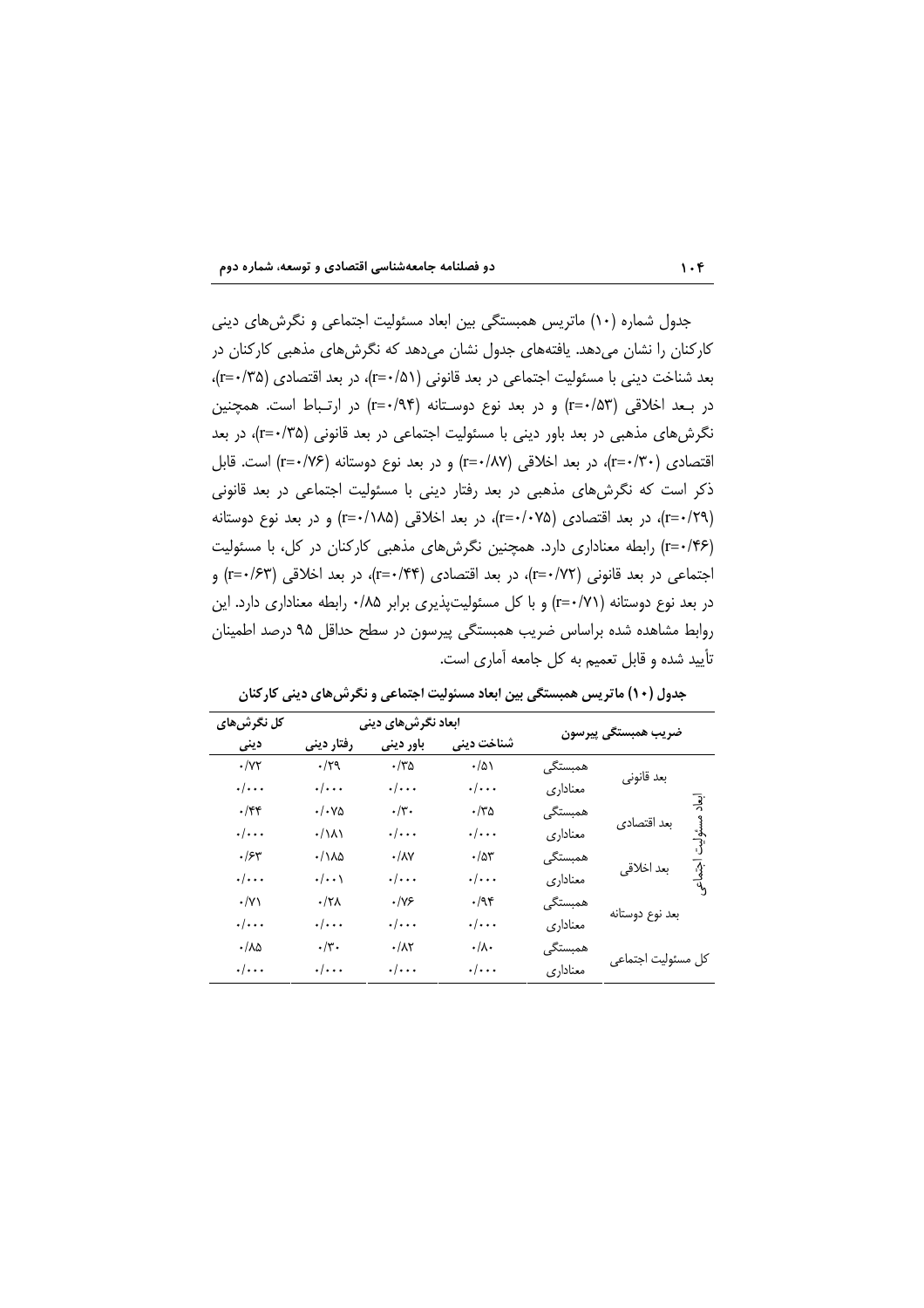جدول شماره (۱۰) ماتریس همبستگی بین ابعاد مسئولیت اجتماعی و نگرش‌های دینی کارکنان را نشان می‌دهد. یافته‌های جدول نشان می‌دهد که نگرش‌های مذهبی کارکنان در بعد شناخت دینی با مسئولیت اجتماعی در بعد قانونی (r=۰/۵۱)، در بعد اقتصادی (r=۰/۳۵)، در بعد اخلاقی (r=۰/۵۳) و در بعد نوع دوستانه (r=۰/۹۴) در ارتباط است. همچنین نگرش‌های مذهبی در بعد باور دینی با مسئولیت اجتماعی در بعد قانونی (r=۰/۳۵)، در بعد اقتصادی (r=۰/۳۰)، در بعد اخلاقی (r=۰/۸۷) و در بعد نوع دوستانه (r=۰/۷۶) است. قابل ذکر است که نگرش‌های مذهبی در بعد رفتار دینی با مسئولیت اجتماعی در بعد قانونی (r=۰/۲۹)، در بعد اقتصادی (r=۰/۰۷۵)، در بعد اخلاقی (r=۰/۱۸۵) و در بعد نوع دوستانه (r=۰/۴۶) رابطه معناداری دارد. همچنین نگرش‌های مذهبی کارکنان در کل، با مسئولیت اجتماعی در بعد قانونی (r=۰/۷۲)، در بعد اقتصادی (r=۰/۴۴)، در بعد اخلاقی (r=۰/۶۳) و در بعد نوع دوستانه (r=۰/۷۱) و با کل مسئولیت‌پذیری برابر ۰/۸۵ رابطه معناداری دارد. این روابط مشاهده شده براساس ضریب همبستگی پیرسون در سطح حداقل ۹۵ درصد اطمینان تأیید شده و قابل تعمیم به کل جامعه آماری است.

**جدول (۱۰) ماتریس همبستگی بین ابعاد مسئولیت اجتماعی و نگرش‌های دینی کارکنان**

| ضریب همبستگی پیرسون | | | ابعاد نگرش‌های دینی | | | کل نگرش‌های دینی |
|---|---|---|---|---|---|---|
| | | | شناخت دینی | باور دینی | رفتار دینی | |
| ابعاد مسئولیت اجتماعی | بعد قانونی | همبستگی | ۰/۵۱ | ۰/۳۵ | ۰/۲۹ | ۰/۷۲ |
| | | معناداری | ۰/۰۰۰ | ۰/۰۰۰ | ۰/۰۰۰ | ۰/۰۰۰ |
| | بعد اقتصادی | همبستگی | ۰/۳۵ | ۰/۳۰ | ۰/۰۷۵ | ۰/۴۴ |
| | | معناداری | ۰/۰۰۰ | ۰/۰۰۰ | ۰/۱۸۱ | ۰/۰۰۰ |
| | بعد اخلاقی | همبستگی | ۰/۵۳ | ۰/۸۷ | ۰/۱۸۵ | ۰/۶۳ |
| | | معناداری | ۰/۰۰۰ | ۰/۰۰۰ | ۰/۰۰۱ | ۰/۰۰۰ |
| | بعد نوع دوستانه | همبستگی | ۰/۹۴ | ۰/۷۶ | ۰/۲۸ | ۰/۷۱ |
| | | معناداری | ۰/۰۰۰ | ۰/۰۰۰ | ۰/۰۰۰ | ۰/۰۰۰ |
| کل مسئولیت اجتماعی | | همبستگی | ۰/۸۰ | ۰/۸۲ | ۰/۳۰ | ۰/۸۵ |
| | | معناداری | ۰/۰۰۰ | ۰/۰۰۰ | ۰/۰۰۰ | ۰/۰۰۰ |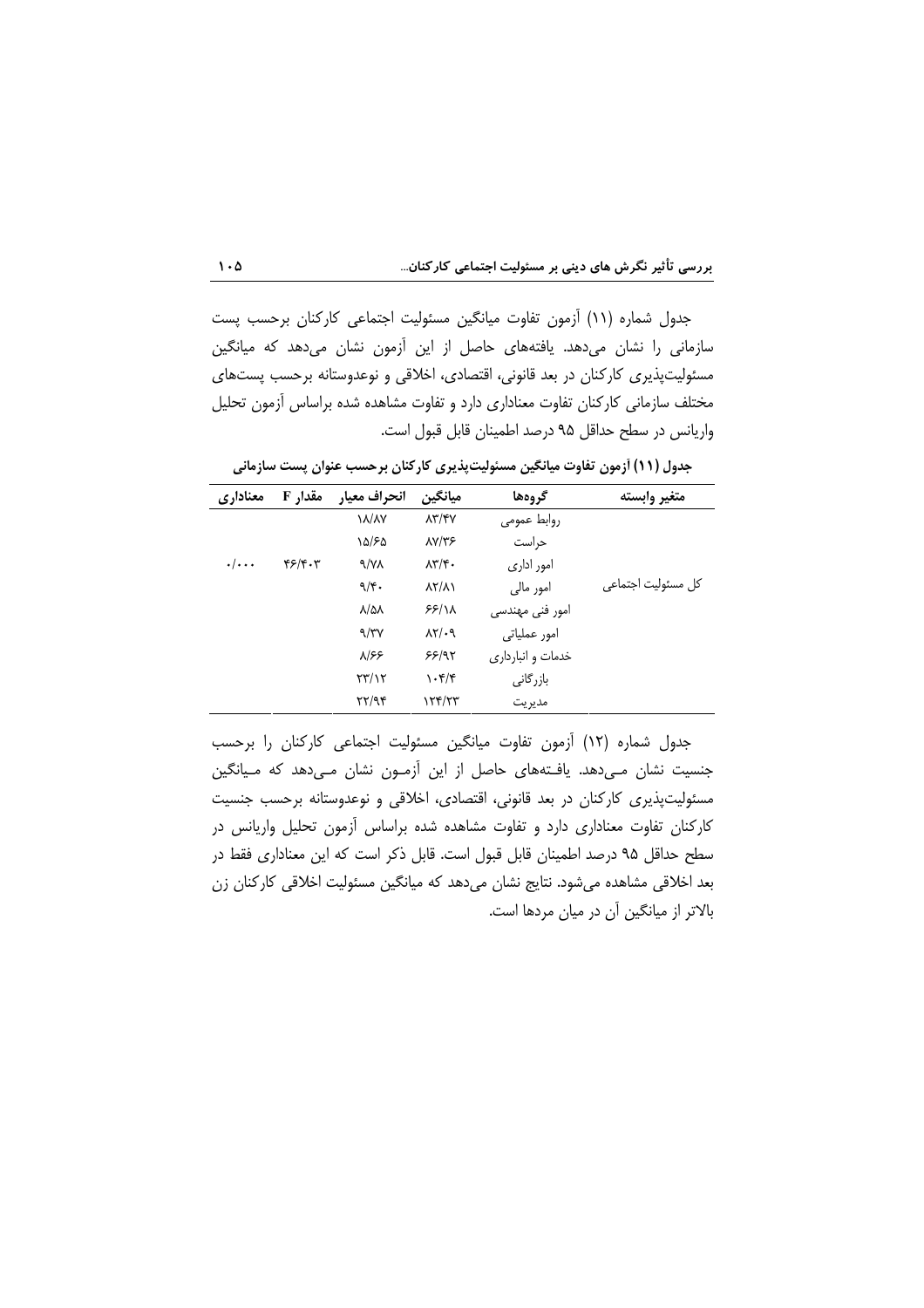جدول شماره (۱۱) آزمون تفاوت میانگین مسئولیت اجتماعی کارکنان برحسب پست سازمانی را نشان می‌دهد. یافته‌های حاصل از این آزمون نشان می‌دهد که میانگین مسئولیت‌پذیری کارکنان در بعد قانونی، اقتصادی، اخلاقی و نوعدوستانه برحسب پست‌های مختلف سازمانی کارکنان تفاوت معناداری دارد و تفاوت مشاهده شده براساس آزمون تحلیل واریانس در سطح حداقل ۹۵ درصد اطمینان قابل قبول است.

**جدول (۱۱) آزمون تفاوت میانگین مسئولیت‌پذیری کارکنان برحسب عنوان پست سازمانی**

| متغیر وابسته | گروه‌ها | میانگین | انحراف معیار | مقدار F | معناداری |
|---|---|---|---|---|---|
| کل مسئولیت اجتماعی | روابط عمومی | ۸۳/۴۷ | ۱۸/۸۷ | ۴۶/۴۰۳ | ۰/۰۰۰ |
| | حراست | ۸۷/۳۶ | ۱۵/۶۵ | | |
| | امور اداری | ۸۳/۴۰ | ۹/۷۸ | | |
| | امور مالی | ۸۲/۸۱ | ۹/۴۰ | | |
| | امور فنی مهندسی | ۶۶/۱۸ | ۸/۵۸ | | |
| | امور عملیاتی | ۸۲/۰۹ | ۹/۳۷ | | |
| | خدمات و انبارداری | ۶۶/۹۲ | ۸/۶۶ | | |
| | بازرگانی | ۱۰۴/۴ | ۲۳/۱۲ | | |
| | مدیریت | ۱۲۴/۲۳ | ۲۲/۹۴ | | |

جدول شماره (۱۲) آزمون تفاوت میانگین مسئولیت اجتماعی کارکنان را برحسب جنسیت نشان می‌دهد. یافته‌های حاصل از این آزمون نشان می‌دهد که میانگین مسئولیت‌پذیری کارکنان در بعد قانونی، اقتصادی، اخلاقی و نوعدوستانه برحسب جنسیت کارکنان تفاوت معناداری دارد و تفاوت مشاهده شده براساس آزمون تحلیل واریانس در سطح حداقل ۹۵ درصد اطمینان قابل قبول است. قابل ذکر است که این معناداری فقط در بعد اخلاقی مشاهده می‌شود. نتایج نشان می‌دهد که میانگین مسئولیت اخلاقی کارکنان زن بالاتر از میانگین آن در میان مردها است.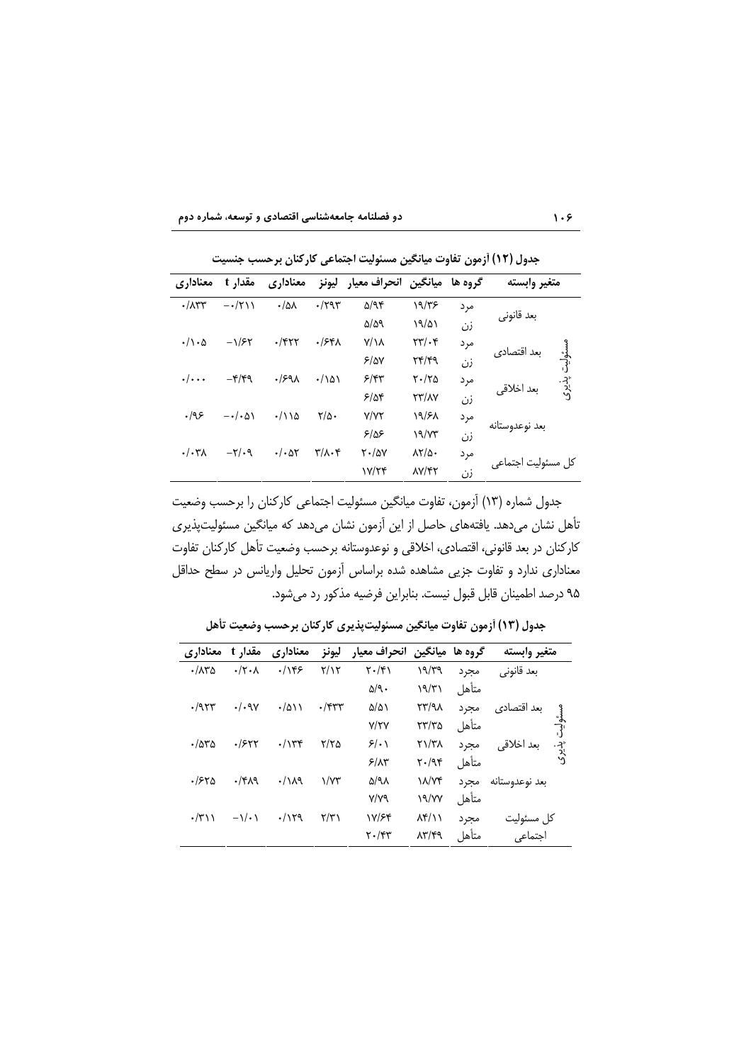**جدول (۱۲) آزمون تفاوت میانگین مسئولیت اجتماعی کارکنان برحسب جنسیت**

| متغیر وابسته | | گروه ها | میانگین | انحراف معیار | لیونز | معناداری | مقدار t | معناداری |
|---|---|---|---|---|---|---|---|---|
| مسئولیت پذیری | بعد قانونی | مرد | ۱۹/۳۶ | ۵/۹۴ | ۰/۲۹۳ | ۰/۵۸ | −۰/۲۱۱ | ۰/۸۳۳ |
| | | زن | ۱۹/۵۱ | ۵/۵۹ | | | | |
| | بعد اقتصادی | مرد | ۲۳/۰۴ | ۷/۱۸ | ۰/۶۴۸ | ۰/۴۲۲ | −۱/۶۲ | ۰/۱۰۵ |
| | | زن | ۲۴/۴۹ | ۶/۵۷ | | | | |
| | بعد اخلاقی | مرد | ۲۰/۲۵ | ۶/۴۳ | ۰/۱۵۱ | ۰/۶۹۸ | −۴/۴۹ | ۰/۰۰۰ |
| | | زن | ۲۳/۸۷ | ۶/۵۴ | | | | |
| | بعد نوعدوستانه | مرد | ۱۹/۶۸ | ۷/۷۲ | ۲/۵۰ | ۰/۱۱۵ | −۰/۰۵۱ | ۰/۹۶ |
| | | زن | ۱۹/۷۳ | ۶/۵۶ | | | | |
| | کل مسئولیت اجتماعی | مرد | ۸۲/۵۰ | ۲۰/۵۷ | ۳/۸۰۴ | ۰/۰۵۲ | −۲/۰۹ | ۰/۰۳۸ |
| | | زن | ۸۷/۴۲ | ۱۷/۲۴ | | | | |

جدول شماره (۱۳) آزمون، تفاوت میانگین مسئولیت اجتماعی کارکنان را برحسب وضعیت تأهل نشان می‌دهد. یافته‌های حاصل از این آزمون نشان می‌دهد که میانگین مسئولیت‌پذیری کارکنان در بعد قانونی، اقتصادی، اخلاقی و نوعدوستانه برحسب وضعیت تأهل کارکنان تفاوت معناداری ندارد و تفاوت جزیی مشاهده شده براساس آزمون تحلیل واریانس در سطح حداقل ۹۵ درصد اطمینان قابل قبول نیست. بنابراین فرضیه مذکور رد می‌شود.

**جدول (۱۳) آزمون تفاوت میانگین مسئولیت‌پذیری کارکنان برحسب وضعیت تأهل**

| متغیر وابسته | | گروه ها | میانگین | انحراف معیار | لیونز | معناداری | مقدار t | معناداری |
|---|---|---|---|---|---|---|---|---|
| مسئولیت پذیری | بعد قانونی | مجرد | ۱۹/۳۹ | ۲۰/۴۱ | ۲/۱۲ | ۰/۱۴۶ | ۰/۲۰۸ | ۰/۸۳۵ |
| | | متأهل | ۱۹/۳۱ | ۵/۹۰ | | | | |
| | بعد اقتصادی | مجرد | ۲۳/۹۸ | ۵/۵۱ | ۰/۴۳۳ | ۰/۵۱۱ | ۰/۰۹۷ | ۰/۹۲۳ |
| | | متأهل | ۲۳/۳۵ | ۷/۲۷ | | | | |
| | بعد اخلاقی | مجرد | ۲۱/۳۸ | ۶/۰۱ | ۲/۲۵ | ۰/۱۳۴ | ۰/۶۲۲ | ۰/۵۳۵ |
| | | متأهل | ۲۰/۹۴ | ۶/۸۳ | | | | |
| | بعد نوعدوستانه | مجرد | ۱۸/۷۴ | ۵/۹۸ | ۱/۷۳ | ۰/۱۸۹ | ۰/۴۸۹ | ۰/۶۲۵ |
| | | متأهل | ۱۹/۷۷ | ۷/۷۹ | | | | |
| | کل مسئولیت اجتماعی | مجرد | ۸۴/۱۱ | ۱۷/۶۴ | ۲/۳۱ | ۰/۱۲۹ | −۱/۰۱ | ۰/۳۱۱ |
| | | متأهل | ۸۳/۴۹ | ۲۰/۴۳ | | | | |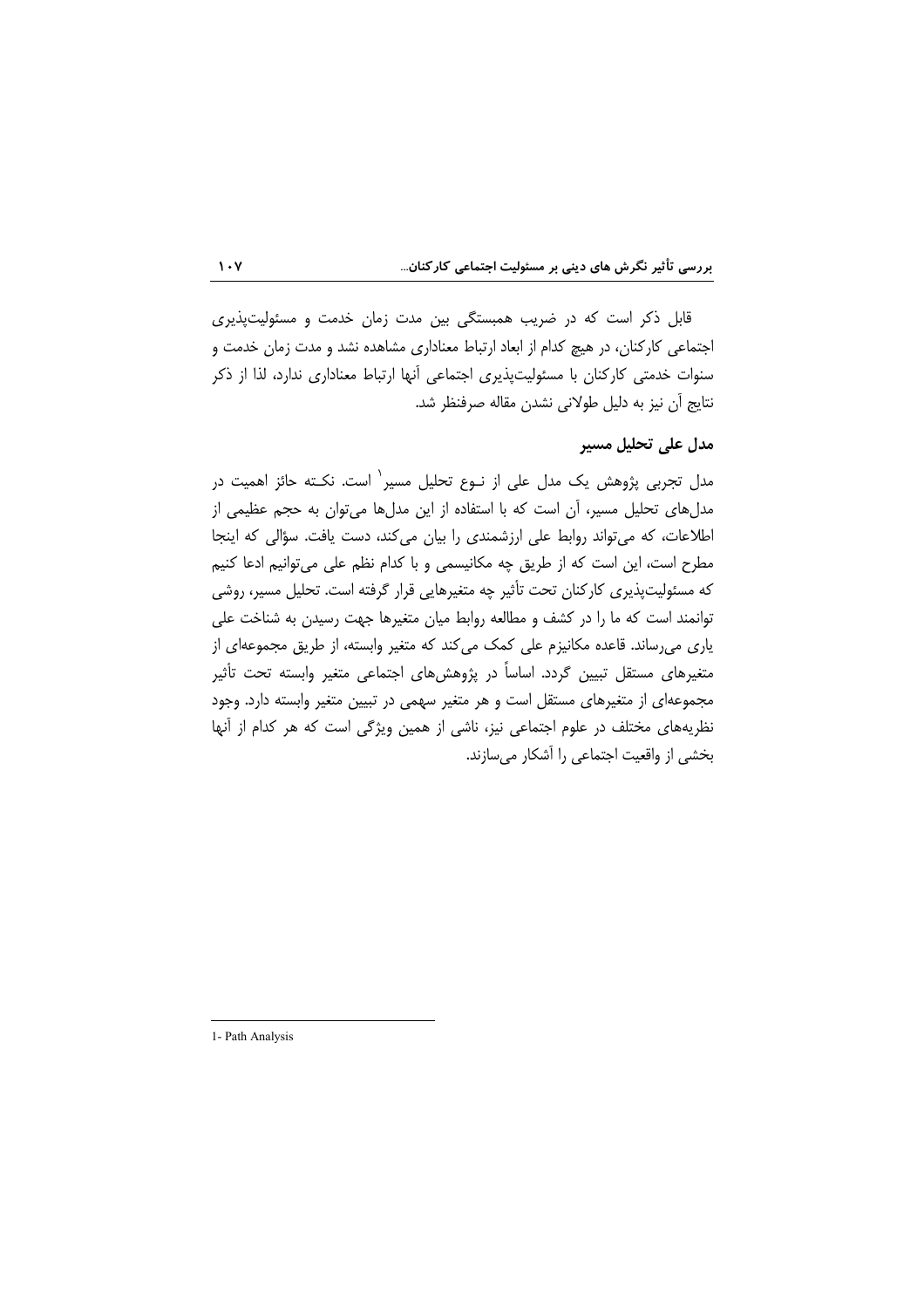قابل ذکر است که در ضریب همبستگی بین مدت زمان خدمت و مسئولیت‌پذیری اجتماعی کارکنان، در هیچ کدام از ابعاد ارتباط معناداری مشاهده نشد و مدت زمان خدمت و سنوات خدمتی کارکنان با مسئولیت‌پذیری اجتماعی آنها ارتباط معناداری ندارد، لذا از ذکر نتایج آن نیز به دلیل طولانی نشدن مقاله صرفنظر شد.

## مدل علی تحلیل مسیر

مدل تجربی پژوهش یک مدل علی از نـوع تحلیل مسیر[1] است. نکـته حائز اهمیت در مدل‌های تحلیل مسیر، آن است که با استفاده از این مدل‌ها می‌توان به حجم عظیمی از اطلاعات، که می‌تواند روابط علی ارزشمندی را بیان می‌کند، دست یافت. سؤالی که اینجا مطرح است، این است که از طریق چه مکانیسمی و با کدام نظم علی می‌توانیم ادعا کنیم که مسئولیت‌پذیری کارکنان تحت تأثیر چه متغیرهایی قرار گرفته است. تحلیل مسیر، روشی توانمند است که ما را در کشف و مطالعه روابط میان متغیرها جهت رسیدن به شناخت علی یاری می‌رساند. قاعده مکانیزم علی کمک می‌کند که متغیر وابسته، از طریق مجموعه‌ای از متغیرهای مستقل تبیین گردد. اساساً در پژوهش‌های اجتماعی متغیر وابسته تحت تأثیر مجموعه‌ای از متغیرهای مستقل است و هر متغیر سهمی در تبیین متغیر وابسته دارد. وجود نظریه‌های مختلف در علوم اجتماعی نیز، ناشی از همین ویژگی است که هر کدام از آنها بخشی از واقعیت اجتماعی را آشکار می‌سازند.

---

1- Path Analysis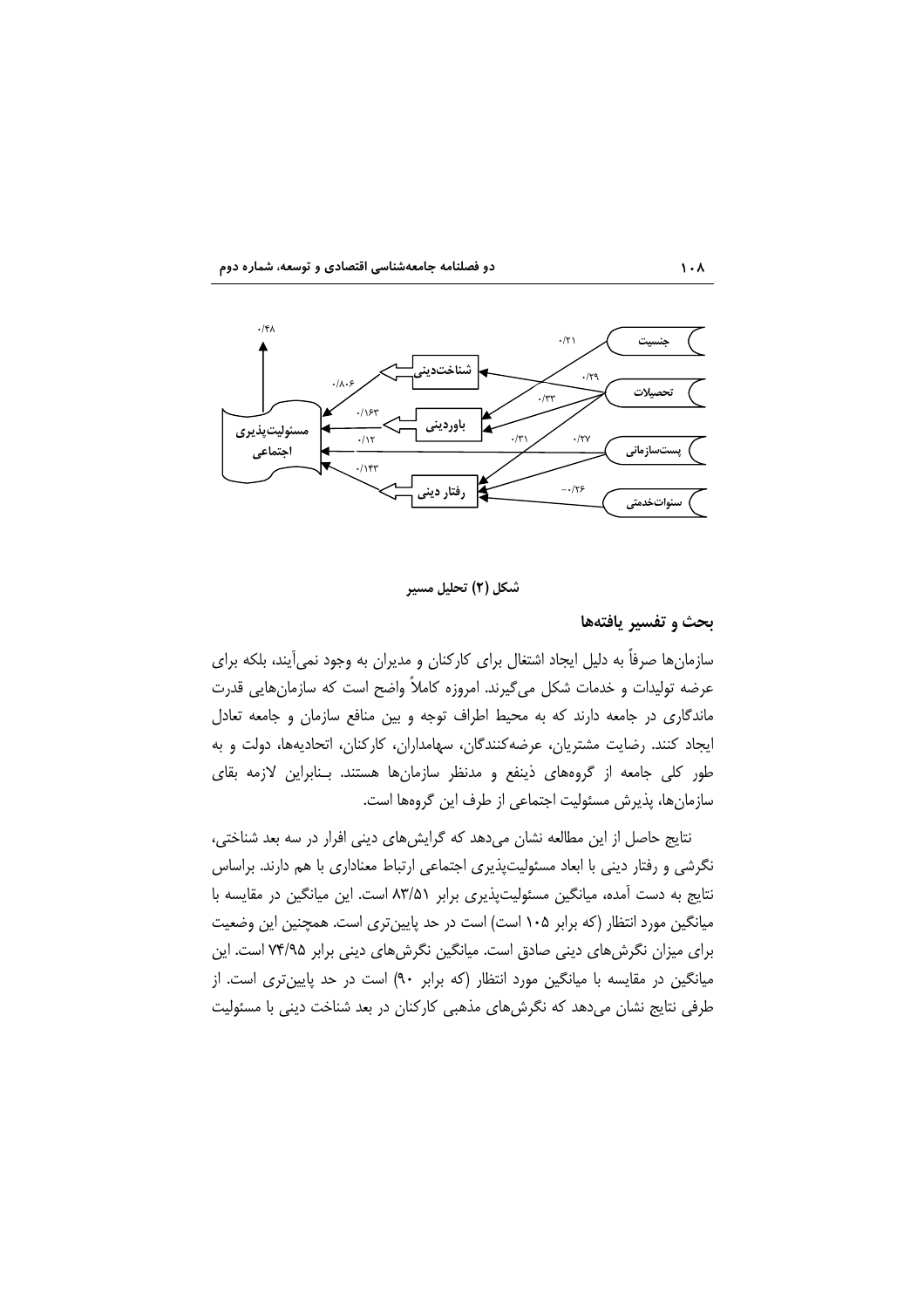شکل (۲) تحلیل مسیر

## بحث و تفسیر یافته‌ها

سازمان‌ها صرفاً به دلیل ایجاد اشتغال برای کارکنان و مدیران به وجود نمی‌آیند، بلکه برای عرضه تولیدات و خدمات شکل می‌گیرند. امروزه کاملاً واضح است که سازمان‌هایی قدرت ماندگاری در جامعه دارند که به محیط اطراف توجه و بین منافع سازمان و جامعه تعادل ایجاد کنند. رضایت مشتریان، عرضه‌کنندگان، سهامداران، کارکنان، اتحادیه‌ها، دولت و به طور کلی جامعه از گروه‌های ذینفع و مدنظر سازمان‌ها هستند. بـنابراین لازمه بقای سازمان‌ها، پذیرش مسئولیت اجتماعی از طرف این گروه‌ها است.

نتایج حاصل از این مطالعه نشان می‌دهد که گرایش‌های دینی افراد در سه بعد شناختی، نگرشی و رفتار دینی با ابعاد مسئولیت‌پذیری اجتماعی ارتباط معناداری با هم دارند. براساس نتایج به دست آمده، میانگین مسئولیت‌پذیری برابر ۸۳/۵۱ است. این میانگین در مقایسه با میانگین مورد انتظار (که برابر ۱۰۵ است) است در حد پایین‌تری است. همچنین این وضعیت برای میزان نگرش‌های دینی صادق است. میانگین نگرش‌های دینی برابر ۷۴/۹۵ است. این میانگین در مقایسه با میانگین مورد انتظار (که برابر ۹۰) است در حد پایین‌تری است. از طرفی نتایج نشان می‌دهد که نگرش‌های مذهبی کارکنان در بعد شناخت دینی با مسئولیت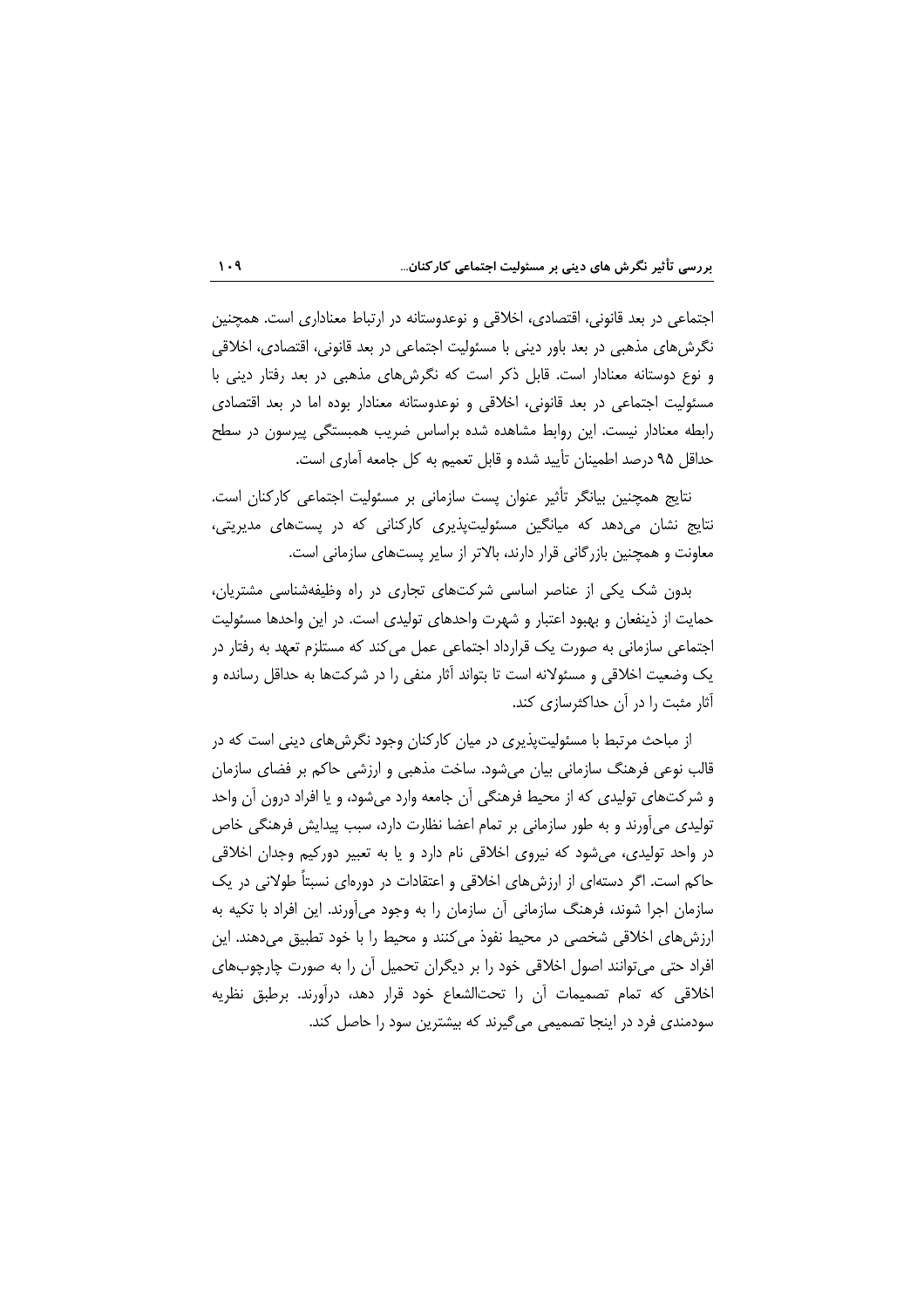اجتماعی در بعد قانونی، اقتصادی، اخلاقی و نوعدوستانه در ارتباط معناداری است. همچنین نگرش‌های مذهبی در بعد باور دینی با مسئولیت اجتماعی در بعد قانونی، اقتصادی، اخلاقی و نوع دوستانه معنادار است. قابل ذکر است که نگرش‌های مذهبی در بعد رفتار دینی با مسئولیت اجتماعی در بعد قانونی، اخلاقی و نوعدوستانه معنادار بوده اما در بعد اقتصادی رابطه معنادار نیست. این روابط مشاهده شده براساس ضریب همبستگی پیرسون در سطح حداقل ۹۵ درصد اطمینان تأیید شده و قابل تعمیم به کل جامعه آماری است.

نتایج همچنین بیانگر تأثیر عنوان پست سازمانی بر مسئولیت اجتماعی کارکنان است. نتایج نشان می‌دهد که میانگین مسئولیت‌پذیری کارکنانی که در پست‌های مدیریتی، معاونت و همچنین بازرگانی قرار دارند، بالاتر از سایر پست‌های سازمانی است.

بدون شک یکی از عناصر اساسی شرکت‌های تجاری در راه وظیفه‌شناسی مشتریان، حمایت از ذینفعان و بهبود اعتبار و شهرت واحدهای تولیدی است. در این واحدها مسئولیت اجتماعی سازمانی به صورت یک قرارداد اجتماعی عمل می‌کند که مستلزم تعهد به رفتار در یک وضعیت اخلاقی و مسئولانه است تا بتواند آثار منفی را در شرکت‌ها به حداقل رسانده و آثار مثبت را در آن حداکثرسازی کند.

از مباحث مرتبط با مسئولیت‌پذیری در میان کارکنان وجود نگرش‌های دینی است که در قالب نوعی فرهنگ سازمانی بیان می‌شود. ساخت مذهبی و ارزشی حاکم بر فضای سازمان و شرکت‌های تولیدی که از محیط فرهنگی آن جامعه وارد می‌شود، و یا افراد درون آن واحد تولیدی می‌آورند و به طور سازمانی بر تمام اعضا نظارت دارد، سبب پیدایش فرهنگی خاص در واحد تولیدی، می‌شود که نیروی اخلاقی نام دارد و یا به تعبیر دورکیم وجدان اخلاقی حاکم است. اگر دسته‌ای از ارزش‌های اخلاقی و اعتقادات در دوره‌ای نسبتاً طولانی در یک سازمان اجرا شوند، فرهنگ سازمانی آن سازمان را به وجود می‌آورند. این افراد با تکیه به ارزش‌های اخلاقی شخصی در محیط نفوذ می‌کنند و محیط را با خود تطبیق می‌دهند. این افراد حتی می‌توانند اصول اخلاقی خود را بر دیگران تحمیل آن را به صورت چارچوب‌های اخلاقی که تمام تصمیمات آن را تحت‌الشعاع خود قرار دهد، درآورند. برطبق نظریه سودمندی فرد در اینجا تصمیمی می‌گیرند که بیشترین سود را حاصل کند.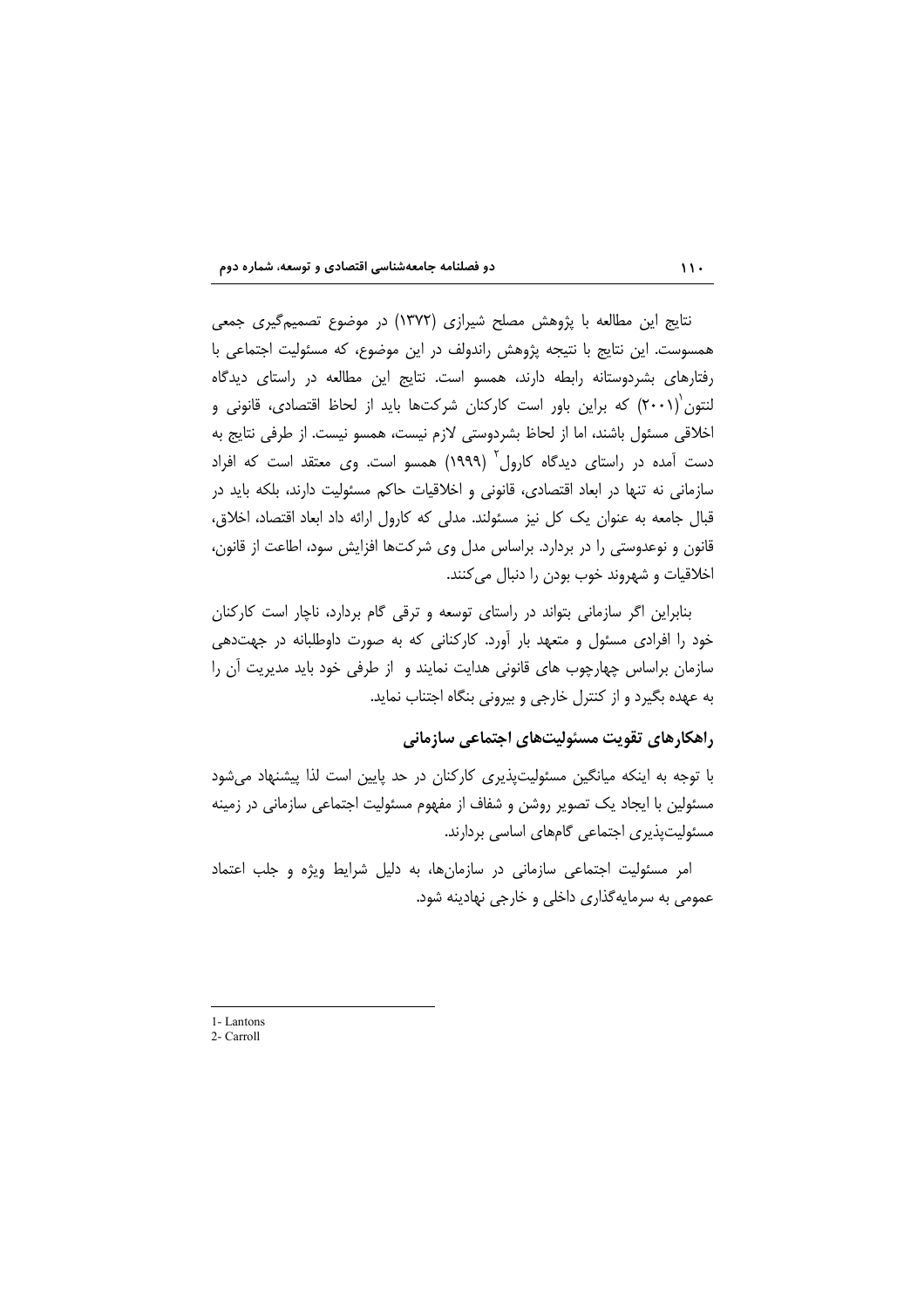نتایج این مطالعه با پژوهش مصلح شیرازی (۱۳۷۲) در موضوع تصمیم‌گیری جمعی همسوست. این نتایج با نتیجه پژوهش راندولف در این موضوع، که مسئولیت اجتماعی با رفتارهای بشردوستانه رابطه دارند، همسو است. نتایج این مطالعه در راستای دیدگاه لنتون[1] (۲۰۰۱) که براین باور است کارکنان شرکت‌ها باید از لحاظ اقتصادی، قانونی و اخلاقی مسئول باشند، اما از لحاظ بشردوستی لازم نیست، همسو نیست. از طرفی نتایج به دست آمده در راستای دیدگاه کارول[2] (۱۹۹۹) همسو است. وی معتقد است که افراد سازمانی نه تنها در ابعاد اقتصادی، قانونی و اخلاقیات حاکم مسئولیت دارند، بلکه باید در قبال جامعه به عنوان یک کل نیز مسئولند. مدلی که کارول ارائه داد ابعاد اقتصاد، اخلاق، قانون و نوعدوستی را در بردارد. براساس مدل وی شرکت‌ها افزایش سود، اطاعت از قانون، اخلاقیات و شهروند خوب بودن را دنبال می‌کنند.

بنابراین اگر سازمانی بتواند در راستای توسعه و ترقی گام بردارد، ناچار است کارکنان خود را افرادی مسئول و متعهد بار آورد. کارکنانی که به صورت داوطلبانه در جهت‌دهی سازمان براساس چهارچوب های قانونی هدایت نمایند و  از طرفی خود باید مدیریت آن را به عهده بگیرد و از کنترل خارجی و بیرونی بنگاه اجتناب نماید.

## راهکارهای تقویت مسئولیت‌های اجتماعی سازمانی

با توجه به اینکه میانگین مسئولیت‌پذیری کارکنان در حد پایین است لذا پیشنهاد می‌شود مسئولین با ایجاد یک تصویر روشن و شفاف از مفهوم مسئولیت اجتماعی سازمانی در زمینه مسئولیت‌پذیری اجتماعی گام‌های اساسی بردارند.

امر مسئولیت اجتماعی سازمانی در سازمان‌ها، به دلیل شرایط ویژه و جلب اعتماد عمومی به سرمایه‌گذاری داخلی و خارجی نهادینه شود.

---

1- Lantons
2- Carroll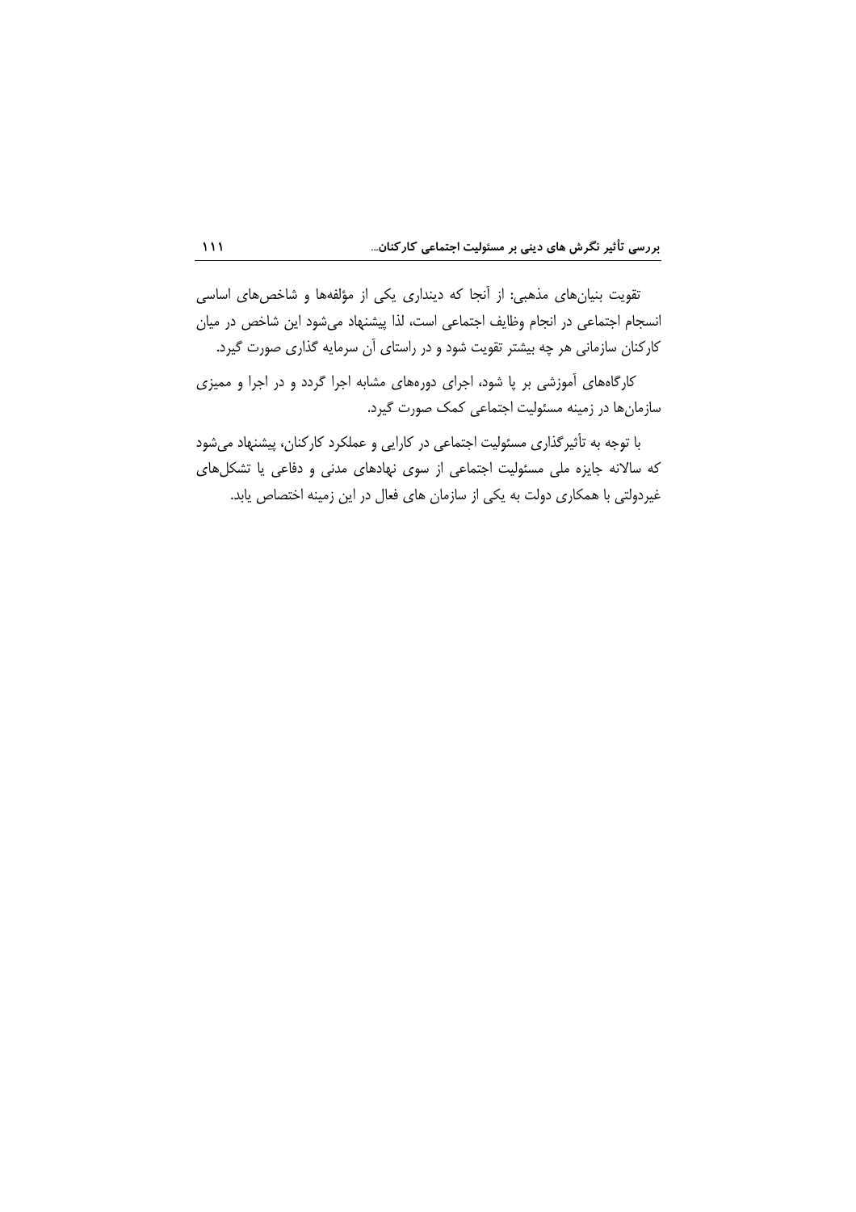تقویت بنیان‌های مذهبی: از آنجا که دینداری یکی از مؤلفه‌ها و شاخص‌های اساسی انسجام اجتماعی در انجام وظایف اجتماعی است، لذا پیشنهاد می‌شود این شاخص در میان کارکنان سازمانی هر چه بیشتر تقویت شود و در راستای آن سرمایه گذاری صورت گیرد.

کارگاه‌های آموزشی بر پا شود، اجرای دوره‌های مشابه اجرا گردد و در اجرا و ممیزی سازمان‌ها در زمینه مسئولیت اجتماعی کمک صورت گیرد.

با توجه به تأثیرگذاری مسئولیت اجتماعی در کارایی و عملکرد کارکنان، پیشنهاد می‌شود که سالانه جایزه ملی مسئولیت اجتماعی از سوی نهادهای مدنی و دفاعی یا تشکل‌های غیردولتی با همکاری دولت به یکی از سازمان های فعال در این زمینه اختصاص یابد.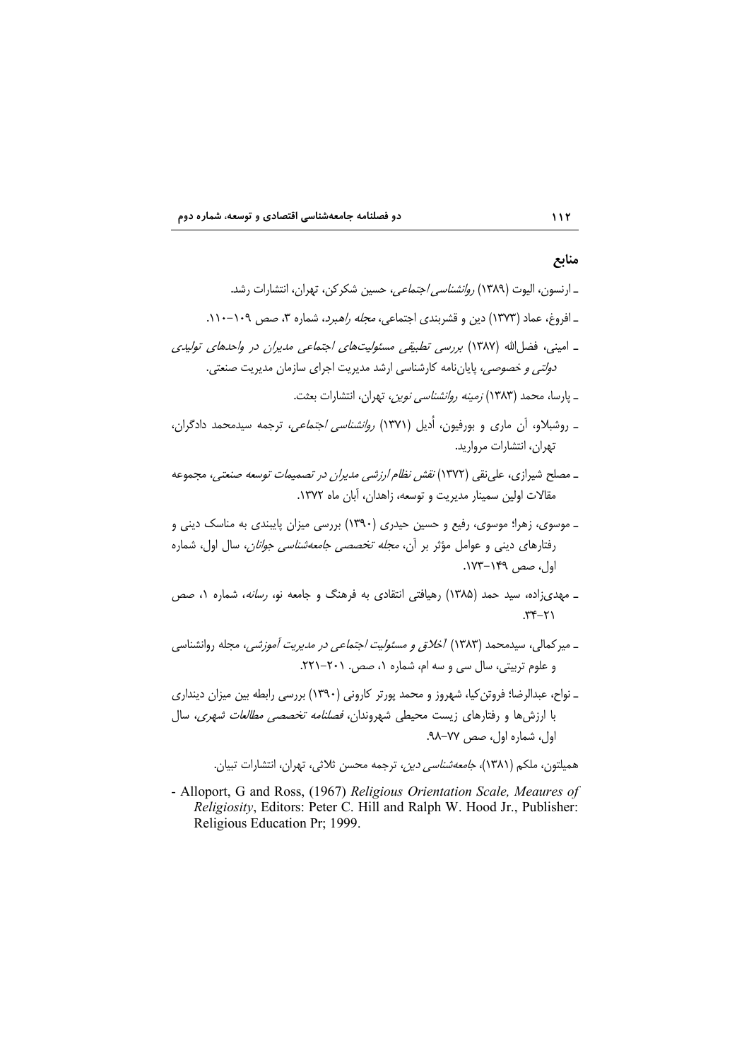## منابع

- ارنسون، الیوت (۱۳۸۹) *روانشناسی اجتماعی*، حسین شکرکن، تهران، انتشارات رشد.
- افروغ، عماد (۱۳۷۳) دین و قشربندی اجتماعی، *مجله راهبرد*، شماره ۳، صص ۱۰۹–۱۱۰.
- امینی، فضل‌الله (۱۳۸۷) *بررسی تطبیقی مسئولیت‌های اجتماعی مدیران در واحدهای تولیدی دولتی و خصوصی*، پایان‌نامه کارشناسی ارشد مدیریت اجرای سازمان مدیریت صنعتی.
- پارسا، محمد (۱۳۸۳) *زمینه روانشناسی نوین*، تهران، انتشارات بعثت.
- روشبلاو، آن ماری و بورفیون، اُدیل (۱۳۷۱) *روانشناسی اجتماعی*، ترجمه سیدمحمد دادگران، تهران، انتشارات مروارید.
- مصلح شیرازی، علی‌نقی (۱۳۷۲) *نقش نظام ارزشی مدیران در تصمیمات توسعه صنعتی*، مجموعه مقالات اولین سمینار مدیریت و توسعه، زاهدان، آبان ماه ۱۳۷۲.
- موسوی، زهرا؛ موسوی، رفیع و حسین حیدری (۱۳۹۰) بررسی میزان پایبندی به مناسک دینی و رفتارهای دینی و عوامل مؤثر بر آن، *مجله تخصصی جامعه‌شناسی جوانان*، سال اول، شماره اول، صص ۱۴۹–۱۷۳.
- مهدی‌زاده، سید حمد (۱۳۸۵) رهیافتی انتقادی به فرهنگ و جامعه نو، *رسانه*، شماره ۱، صص ۲۱–۳۴.
- میرکمالی، سیدمحمد (۱۳۸۳) *اخلاق و مسئولیت اجتماعی در مدیریت آموزشی*، مجله روانشناسی و علوم تربیتی، سال سی و سه ام، شماره ۱، صص. ۲۰۱–۲۲۱.
- نواح، عبدالرضا؛ فروتن‌کیا، شهروز و محمد پورتر کارونی (۱۳۹۰) بررسی رابطه بین میزان دینداری با ارزش‌ها و رفتارهای زیست محیطی شهروندان، *فصلنامه تخصصی مطالعات شهری*، سال اول، شماره اول، صص ۷۷–۹۸.

همیلتون، ملکم (۱۳۸۱)، *جامعه‌شناسی دین*، ترجمه محسن ثلاثی، تهران، انتشارات تبیان.

- Alloport, G and Ross, (1967) *Religious Orientation Scale, Meaures of Religiosity*, Editors: Peter C. Hill and Ralph W. Hood Jr., Publisher: Religious Education Pr; 1999.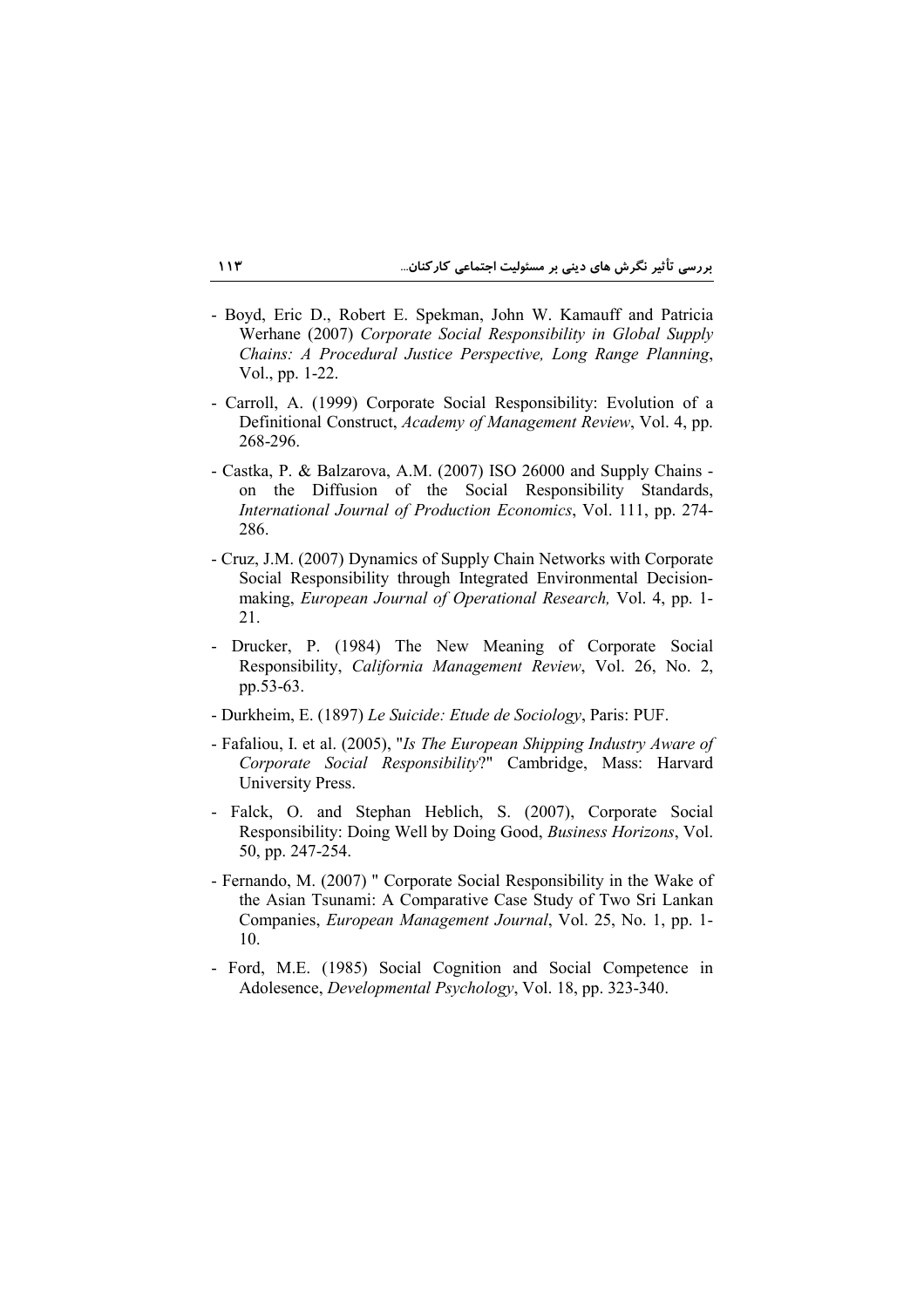- Boyd, Eric D., Robert E. Spekman, John W. Kamauff and Patricia Werhane (2007) *Corporate Social Responsibility in Global Supply Chains: A Procedural Justice Perspective, Long Range Planning*, Vol., pp. 1-22.

- Carroll, A. (1999) Corporate Social Responsibility: Evolution of a Definitional Construct, *Academy of Management Review*, Vol. 4, pp. 268-296.

- Castka, P. & Balzarova, A.M. (2007) ISO 26000 and Supply Chains - on the Diffusion of the Social Responsibility Standards, *International Journal of Production Economics*, Vol. 111, pp. 274-286.

- Cruz, J.M. (2007) Dynamics of Supply Chain Networks with Corporate Social Responsibility through Integrated Environmental Decision-making, *European Journal of Operational Research,* Vol. 4, pp. 1-21.

- Drucker, P. (1984) The New Meaning of Corporate Social Responsibility, *California Management Review*, Vol. 26, No. 2, pp.53-63.

- Durkheim, E. (1897) *Le Suicide: Etude de Sociology*, Paris: PUF.

- Fafaliou, I. et al. (2005), "*Is The European Shipping Industry Aware of Corporate Social Responsibility*?" Cambridge, Mass: Harvard University Press.

- Falck, O. and Stephan Heblich, S. (2007), Corporate Social Responsibility: Doing Well by Doing Good, *Business Horizons*, Vol. 50, pp. 247-254.

- Fernando, M. (2007) " Corporate Social Responsibility in the Wake of the Asian Tsunami: A Comparative Case Study of Two Sri Lankan Companies, *European Management Journal*, Vol. 25, No. 1, pp. 1-10.

- Ford, M.E. (1985) Social Cognition and Social Competence in Adolesence, *Developmental Psychology*, Vol. 18, pp. 323-340.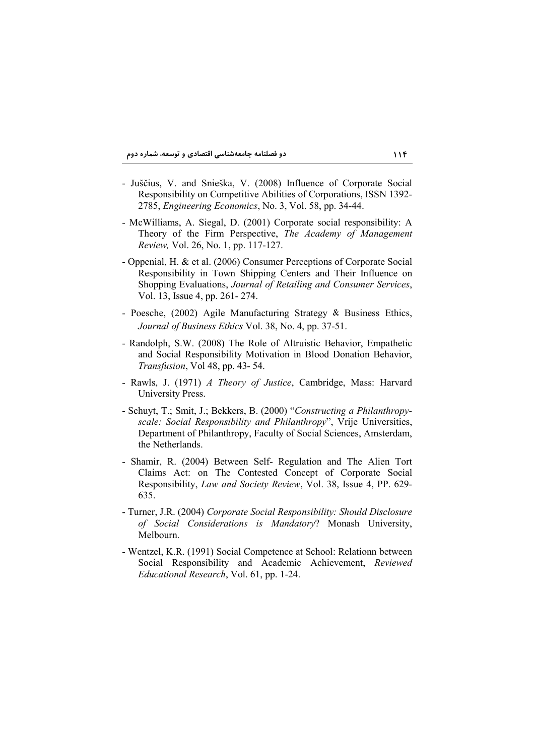- Juščius, V. and Snieška, V. (2008) Influence of Corporate Social Responsibility on Competitive Abilities of Corporations, ISSN 1392-2785, *Engineering Economics*, No. 3, Vol. 58, pp. 34-44.

- McWilliams, A. Siegal, D. (2001) Corporate social responsibility: A Theory of the Firm Perspective, *The Academy of Management Review,* Vol. 26, No. 1, pp. 117-127.

- Oppenial, H. & et al. (2006) Consumer Perceptions of Corporate Social Responsibility in Town Shipping Centers and Their Influence on Shopping Evaluations, *Journal of Retailing and Consumer Services*, Vol. 13, Issue 4, pp. 261- 274.

- Poesche, (2002) Agile Manufacturing Strategy & Business Ethics, *Journal of Business Ethics* Vol. 38, No. 4, pp. 37-51.

- Randolph, S.W. (2008) The Role of Altruistic Behavior, Empathetic and Social Responsibility Motivation in Blood Donation Behavior, *Transfusion*, Vol 48, pp. 43- 54.

- Rawls, J. (1971) *A Theory of Justice*, Cambridge, Mass: Harvard University Press.

- Schuyt, T.; Smit, J.; Bekkers, B. (2000) "*Constructing a Philanthropy-scale: Social Responsibility and Philanthropy*", Vrije Universities, Department of Philanthropy, Faculty of Social Sciences, Amsterdam, the Netherlands.

- Shamir, R. (2004) Between Self- Regulation and The Alien Tort Claims Act: on The Contested Concept of Corporate Social Responsibility, *Law and Society Review*, Vol. 38, Issue 4, PP. 629-635.

- Turner, J.R. (2004) *Corporate Social Responsibility: Should Disclosure of Social Considerations is Mandatory*? Monash University, Melbourn.

- Wentzel, K.R. (1991) Social Competence at School: Relationn between Social Responsibility and Academic Achievement, *Reviewed Educational Research*, Vol. 61, pp. 1-24.